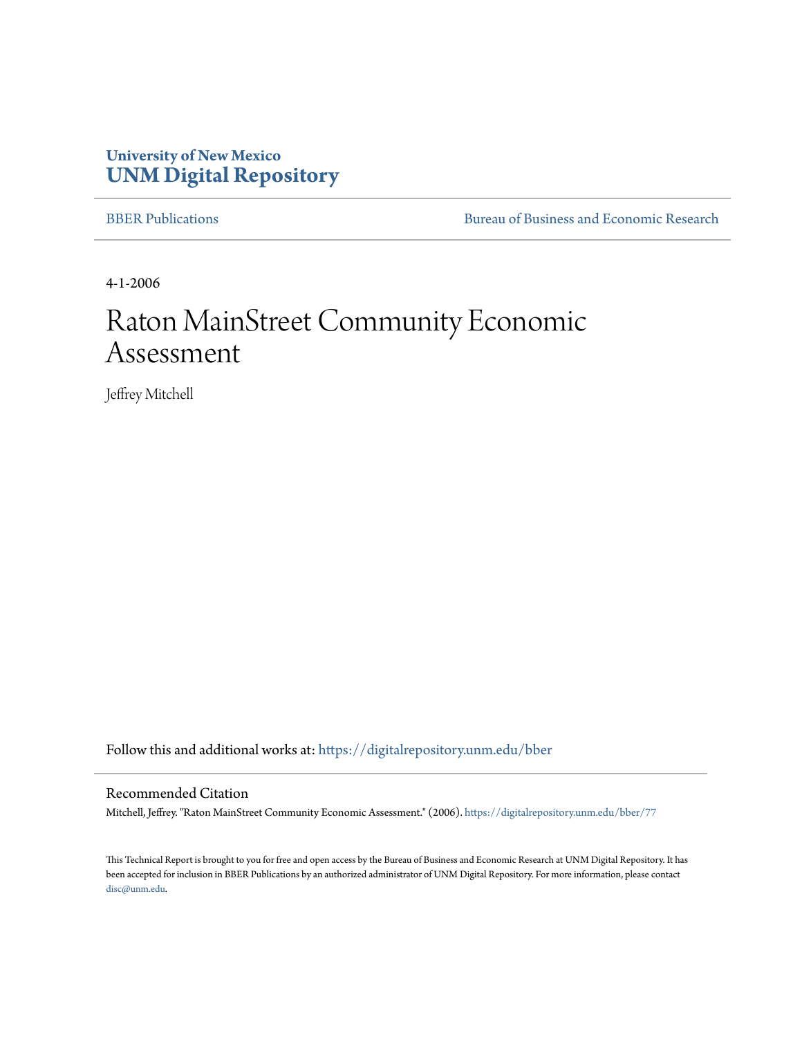**University of New Mexico**
**UNM Digital Repository**

BBER Publications | Bureau of Business and Economic Research

4-1-2006

# Raton MainStreet Community Economic Assessment

Jeffrey Mitchell

Follow this and additional works at: https://digitalrepository.unm.edu/bber

## Recommended Citation

Mitchell, Jeffrey. "Raton MainStreet Community Economic Assessment." (2006). https://digitalrepository.unm.edu/bber/77

This Technical Report is brought to you for free and open access by the Bureau of Business and Economic Research at UNM Digital Repository. It has been accepted for inclusion in BBER Publications by an authorized administrator of UNM Digital Repository. For more information, please contact disc@unm.edu.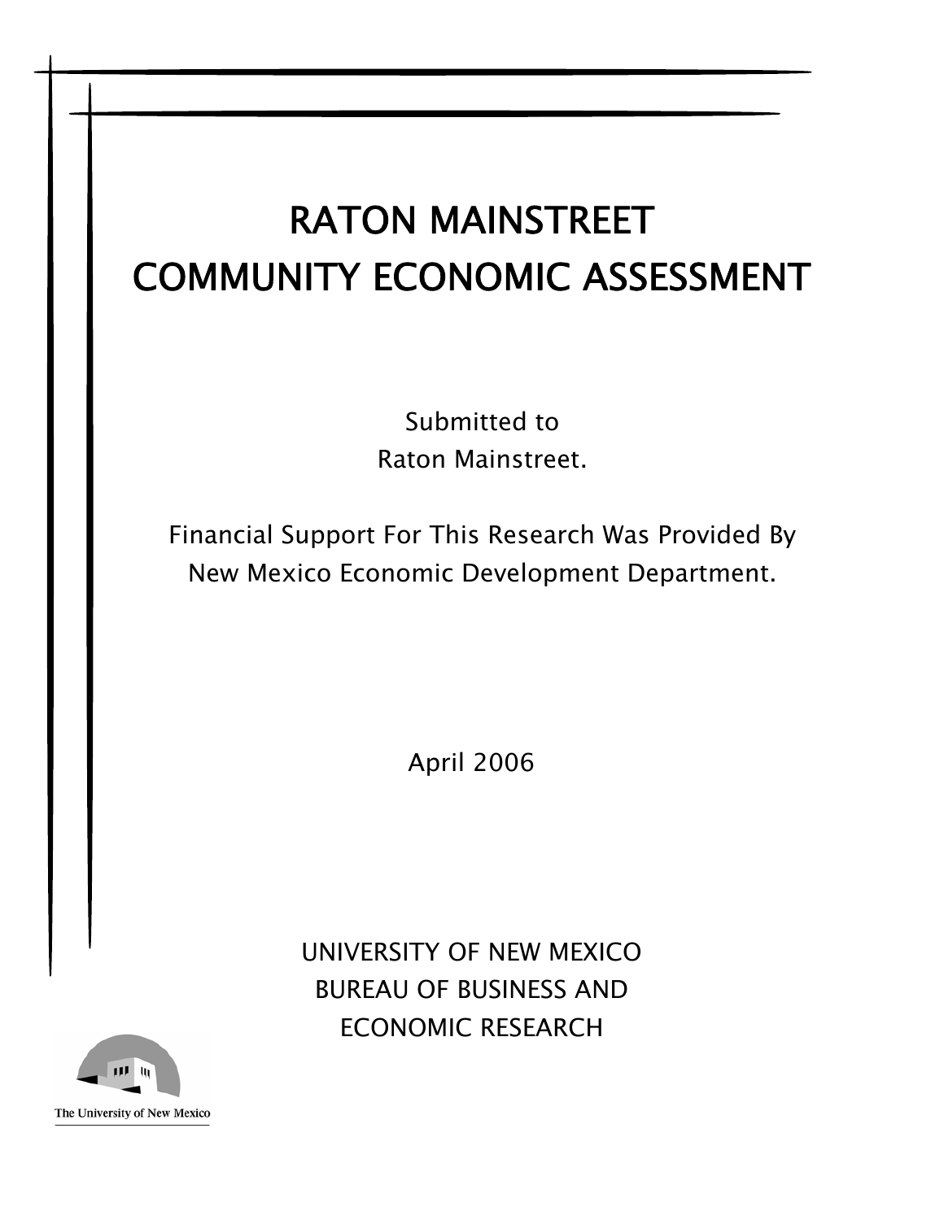# RATON MAINSTREET
# COMMUNITY ECONOMIC ASSESSMENT

Submitted to
Raton Mainstreet.

Financial Support For This Research Was Provided By
New Mexico Economic Development Department.

April 2006

UNIVERSITY OF NEW MEXICO
BUREAU OF BUSINESS AND
ECONOMIC RESEARCH

The University of New Mexico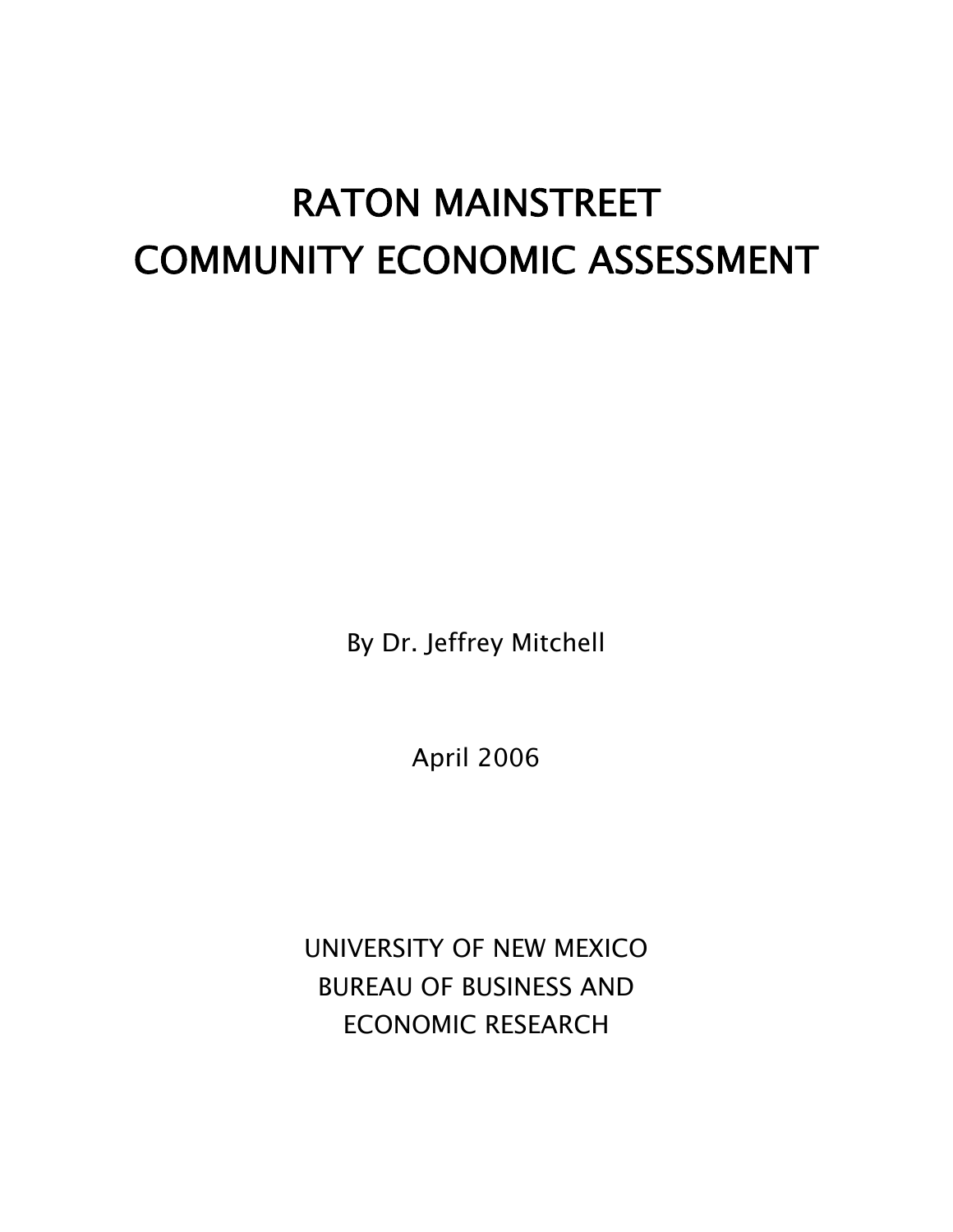# RATON MAINSTREET
# COMMUNITY ECONOMIC ASSESSMENT

By Dr. Jeffrey Mitchell

April 2006

UNIVERSITY OF NEW MEXICO
BUREAU OF BUSINESS AND
ECONOMIC RESEARCH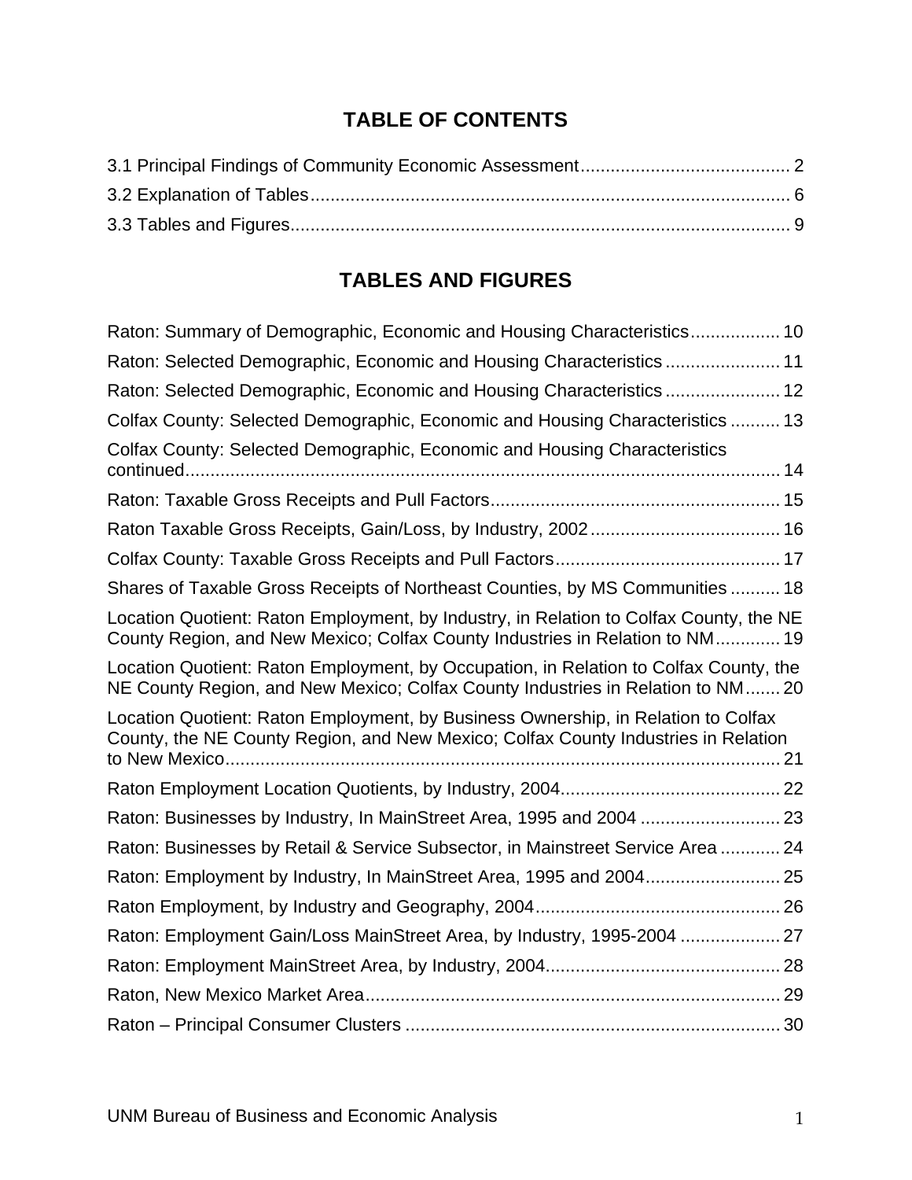# TABLE OF CONTENTS

3.1 Principal Findings of Community Economic Assessment .......................................... 2
3.2 Explanation of Tables ............................................................................................... 6
3.3 Tables and Figures.................................................................................................. 9

# TABLES AND FIGURES

Raton: Summary of Demographic, Economic and Housing Characteristics.................. 10
Raton: Selected Demographic, Economic and Housing Characteristics ....................... 11
Raton: Selected Demographic, Economic and Housing Characteristics ....................... 12
Colfax County: Selected Demographic, Economic and Housing Characteristics .......... 13
Colfax County: Selected Demographic, Economic and Housing Characteristics continued ..................................................................................................................... 14
Raton: Taxable Gross Receipts and Pull Factors.......................................................... 15
Raton Taxable Gross Receipts, Gain/Loss, by Industry, 2002 ...................................... 16
Colfax County: Taxable Gross Receipts and Pull Factors............................................. 17
Shares of Taxable Gross Receipts of Northeast Counties, by MS Communities .......... 18
Location Quotient: Raton Employment, by Industry, in Relation to Colfax County, the NE County Region, and New Mexico; Colfax County Industries in Relation to NM............ 19
Location Quotient: Raton Employment, by Occupation, in Relation to Colfax County, the NE County Region, and New Mexico; Colfax County Industries in Relation to NM....... 20
Location Quotient: Raton Employment, by Business Ownership, in Relation to Colfax County, the NE County Region, and New Mexico; Colfax County Industries in Relation to New Mexico.............................................................................................................. 21
Raton Employment Location Quotients, by Industry, 2004............................................ 22
Raton: Businesses by Industry, In MainStreet Area, 1995 and 2004 ............................ 23
Raton: Businesses by Retail & Service Subsector, in Mainstreet Service Area ............ 24
Raton: Employment by Industry, In MainStreet Area, 1995 and 2004........................... 25
Raton Employment, by Industry and Geography, 2004................................................. 26
Raton: Employment Gain/Loss MainStreet Area, by Industry, 1995-2004 .................... 27
Raton: Employment MainStreet Area, by Industry, 2004............................................... 28
Raton, New Mexico Market Area................................................................................... 29
Raton – Principal Consumer Clusters ........................................................................... 30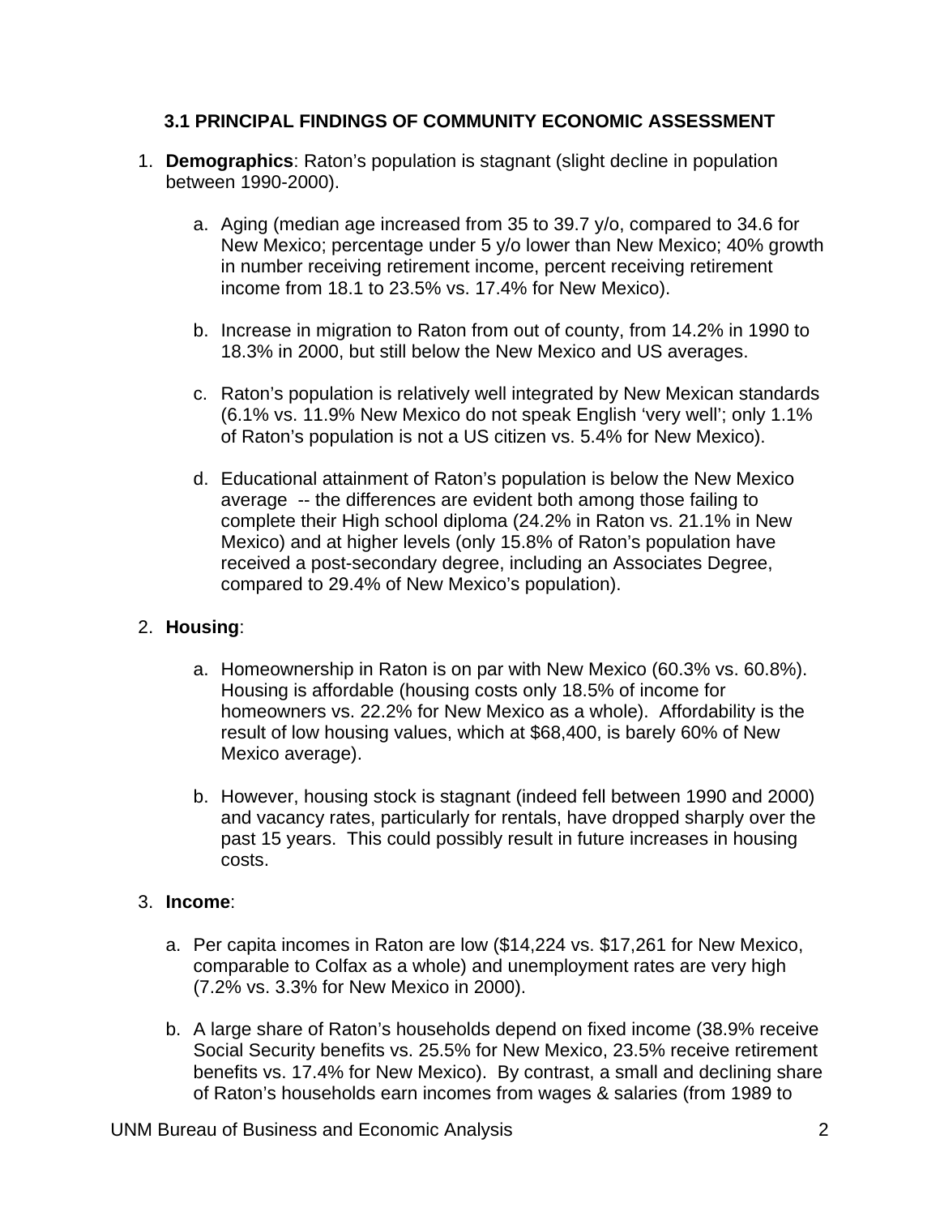### 3.1 PRINCIPAL FINDINGS OF COMMUNITY ECONOMIC ASSESSMENT

1. **Demographics**: Raton's population is stagnant (slight decline in population between 1990-2000).

    a. Aging (median age increased from 35 to 39.7 y/o, compared to 34.6 for New Mexico; percentage under 5 y/o lower than New Mexico; 40% growth in number receiving retirement income, percent receiving retirement income from 18.1 to 23.5% vs. 17.4% for New Mexico).

    b. Increase in migration to Raton from out of county, from 14.2% in 1990 to 18.3% in 2000, but still below the New Mexico and US averages.

    c. Raton's population is relatively well integrated by New Mexican standards (6.1% vs. 11.9% New Mexico do not speak English 'very well'; only 1.1% of Raton's population is not a US citizen vs. 5.4% for New Mexico).

    d. Educational attainment of Raton's population is below the New Mexico average -- the differences are evident both among those failing to complete their High school diploma (24.2% in Raton vs. 21.1% in New Mexico) and at higher levels (only 15.8% of Raton's population have received a post-secondary degree, including an Associates Degree, compared to 29.4% of New Mexico's population).

2. **Housing**:

    a. Homeownership in Raton is on par with New Mexico (60.3% vs. 60.8%). Housing is affordable (housing costs only 18.5% of income for homeowners vs. 22.2% for New Mexico as a whole). Affordability is the result of low housing values, which at $68,400, is barely 60% of New Mexico average).

    b. However, housing stock is stagnant (indeed fell between 1990 and 2000) and vacancy rates, particularly for rentals, have dropped sharply over the past 15 years. This could possibly result in future increases in housing costs.

3. **Income**:

    a. Per capita incomes in Raton are low ($14,224 vs. $17,261 for New Mexico, comparable to Colfax as a whole) and unemployment rates are very high (7.2% vs. 3.3% for New Mexico in 2000).

    b. A large share of Raton's households depend on fixed income (38.9% receive Social Security benefits vs. 25.5% for New Mexico, 23.5% receive retirement benefits vs. 17.4% for New Mexico). By contrast, a small and declining share of Raton's households earn incomes from wages & salaries (from 1989 to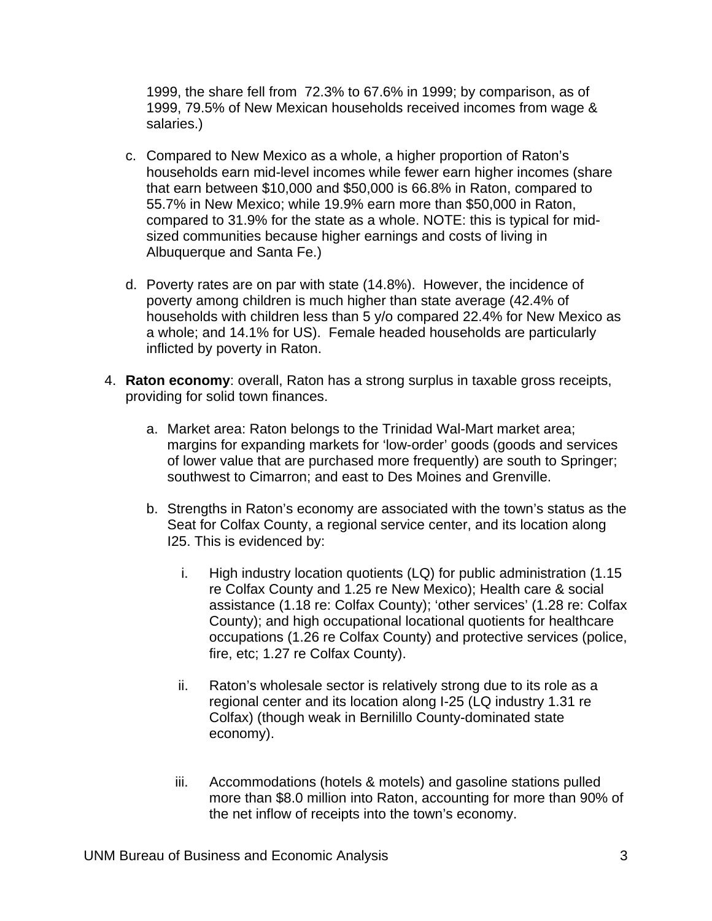1999, the share fell from 72.3% to 67.6% in 1999; by comparison, as of 1999, 79.5% of New Mexican households received incomes from wage & salaries.)

c. Compared to New Mexico as a whole, a higher proportion of Raton's households earn mid-level incomes while fewer earn higher incomes (share that earn between $10,000 and $50,000 is 66.8% in Raton, compared to 55.7% in New Mexico; while 19.9% earn more than $50,000 in Raton, compared to 31.9% for the state as a whole. NOTE: this is typical for mid-sized communities because higher earnings and costs of living in Albuquerque and Santa Fe.)

d. Poverty rates are on par with state (14.8%). However, the incidence of poverty among children is much higher than state average (42.4% of households with children less than 5 y/o compared 22.4% for New Mexico as a whole; and 14.1% for US). Female headed households are particularly inflicted by poverty in Raton.

4. **Raton economy**: overall, Raton has a strong surplus in taxable gross receipts, providing for solid town finances.

   a. Market area: Raton belongs to the Trinidad Wal-Mart market area; margins for expanding markets for 'low-order' goods (goods and services of lower value that are purchased more frequently) are south to Springer; southwest to Cimarron; and east to Des Moines and Grenville.

   b. Strengths in Raton's economy are associated with the town's status as the Seat for Colfax County, a regional service center, and its location along I25. This is evidenced by:

      i. High industry location quotients (LQ) for public administration (1.15 re Colfax County and 1.25 re New Mexico); Health care & social assistance (1.18 re: Colfax County); 'other services' (1.28 re: Colfax County); and high occupational locational quotients for healthcare occupations (1.26 re Colfax County) and protective services (police, fire, etc; 1.27 re Colfax County).

      ii. Raton's wholesale sector is relatively strong due to its role as a regional center and its location along I-25 (LQ industry 1.31 re Colfax) (though weak in Bernilillo County-dominated state economy).

      iii. Accommodations (hotels & motels) and gasoline stations pulled more than $8.0 million into Raton, accounting for more than 90% of the net inflow of receipts into the town's economy.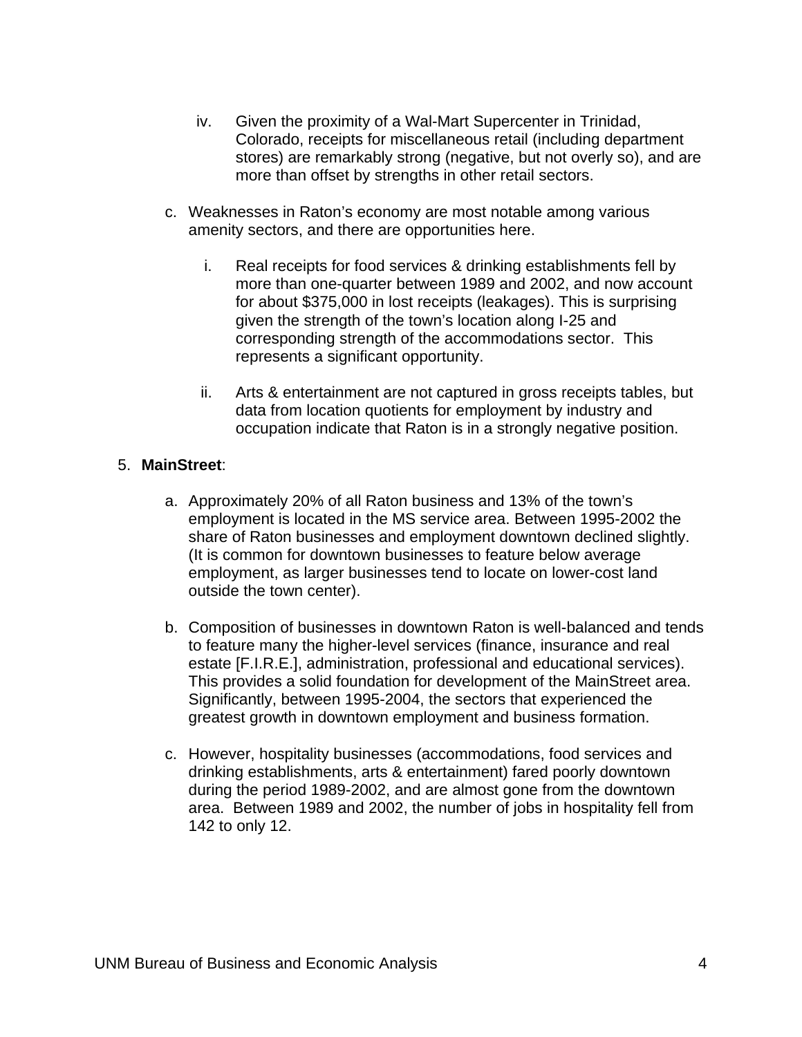iv. Given the proximity of a Wal-Mart Supercenter in Trinidad, Colorado, receipts for miscellaneous retail (including department stores) are remarkably strong (negative, but not overly so), and are more than offset by strengths in other retail sectors.

   c. Weaknesses in Raton's economy are most notable among various amenity sectors, and there are opportunities here.

      i. Real receipts for food services & drinking establishments fell by more than one-quarter between 1989 and 2002, and now account for about $375,000 in lost receipts (leakages). This is surprising given the strength of the town's location along I-25 and corresponding strength of the accommodations sector. This represents a significant opportunity.

      ii. Arts & entertainment are not captured in gross receipts tables, but data from location quotients for employment by industry and occupation indicate that Raton is in a strongly negative position.

5. **MainStreet**:

   a. Approximately 20% of all Raton business and 13% of the town's employment is located in the MS service area. Between 1995-2002 the share of Raton businesses and employment downtown declined slightly. (It is common for downtown businesses to feature below average employment, as larger businesses tend to locate on lower-cost land outside the town center).

   b. Composition of businesses in downtown Raton is well-balanced and tends to feature many the higher-level services (finance, insurance and real estate [F.I.R.E.], administration, professional and educational services). This provides a solid foundation for development of the MainStreet area. Significantly, between 1995-2004, the sectors that experienced the greatest growth in downtown employment and business formation.

   c. However, hospitality businesses (accommodations, food services and drinking establishments, arts & entertainment) fared poorly downtown during the period 1989-2002, and are almost gone from the downtown area. Between 1989 and 2002, the number of jobs in hospitality fell from 142 to only 12.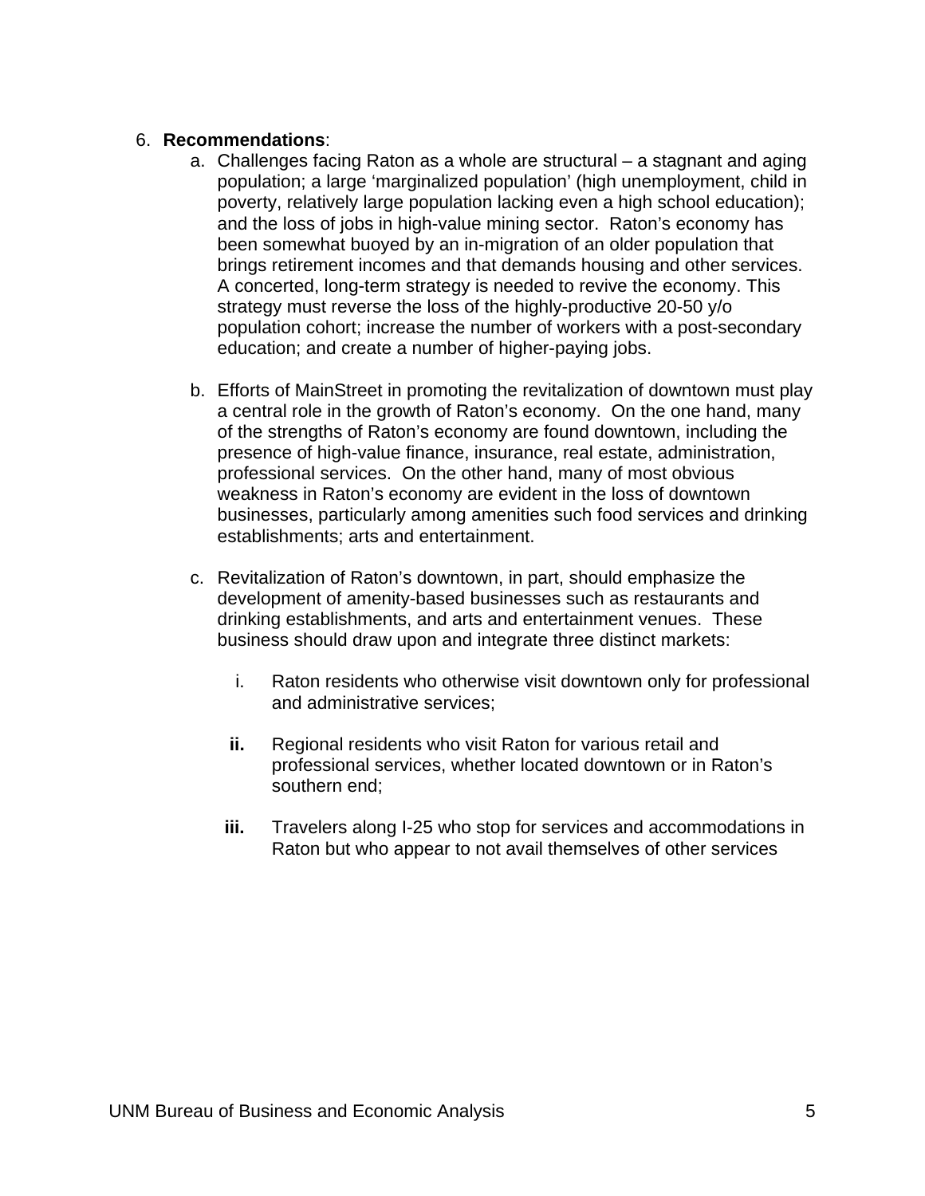6. **Recommendations**:
   a. Challenges facing Raton as a whole are structural – a stagnant and aging population; a large 'marginalized population' (high unemployment, child in poverty, relatively large population lacking even a high school education); and the loss of jobs in high-value mining sector. Raton's economy has been somewhat buoyed by an in-migration of an older population that brings retirement incomes and that demands housing and other services. A concerted, long-term strategy is needed to revive the economy. This strategy must reverse the loss of the highly-productive 20-50 y/o population cohort; increase the number of workers with a post-secondary education; and create a number of higher-paying jobs.

   b. Efforts of MainStreet in promoting the revitalization of downtown must play a central role in the growth of Raton's economy. On the one hand, many of the strengths of Raton's economy are found downtown, including the presence of high-value finance, insurance, real estate, administration, professional services. On the other hand, many of most obvious weakness in Raton's economy are evident in the loss of downtown businesses, particularly among amenities such food services and drinking establishments; arts and entertainment.

   c. Revitalization of Raton's downtown, in part, should emphasize the development of amenity-based businesses such as restaurants and drinking establishments, and arts and entertainment venues. These business should draw upon and integrate three distinct markets:

      i. Raton residents who otherwise visit downtown only for professional and administrative services;

      **ii.** Regional residents who visit Raton for various retail and professional services, whether located downtown or in Raton's southern end;

      **iii.** Travelers along I-25 who stop for services and accommodations in Raton but who appear to not avail themselves of other services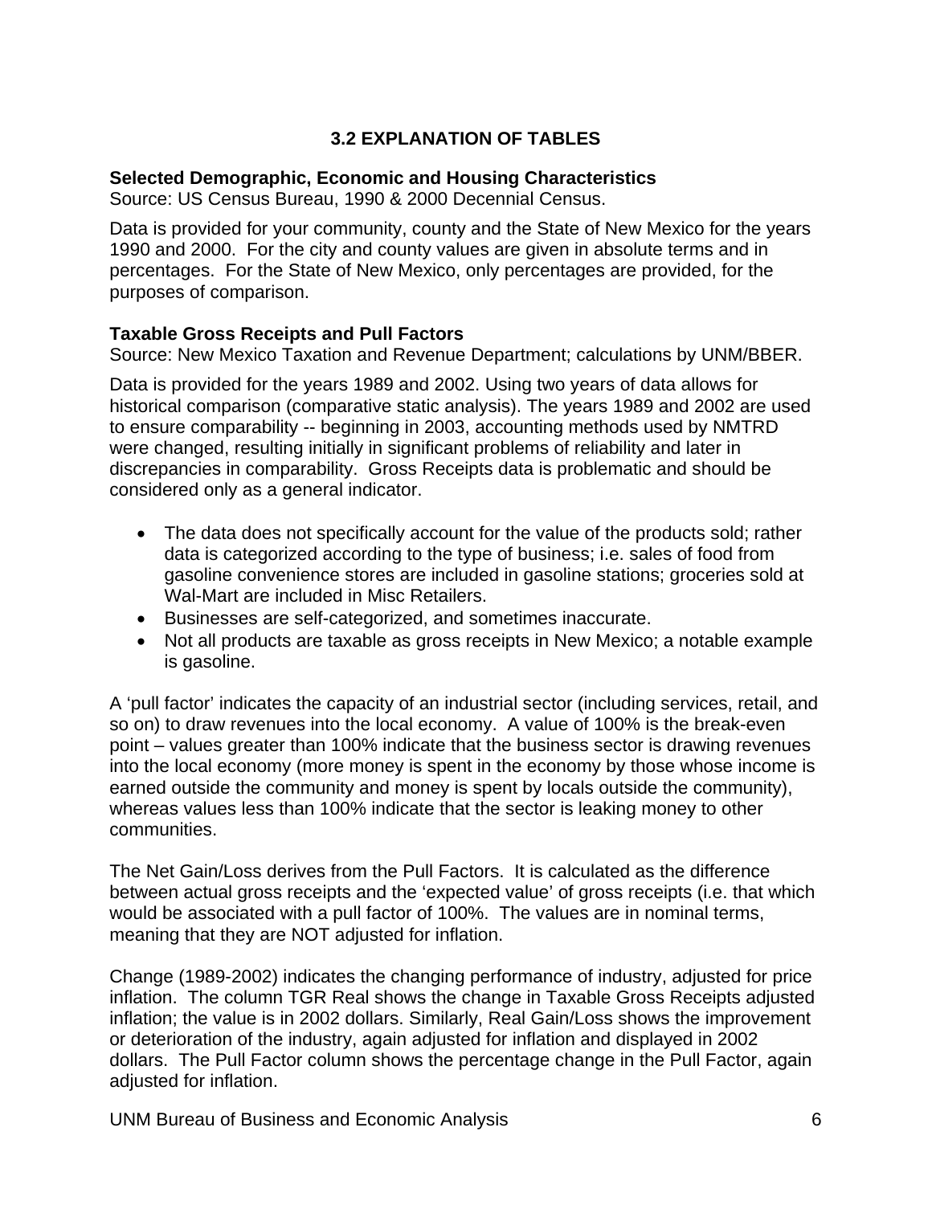## 3.2 EXPLANATION OF TABLES

**Selected Demographic, Economic and Housing Characteristics**
Source: US Census Bureau, 1990 & 2000 Decennial Census.

Data is provided for your community, county and the State of New Mexico for the years 1990 and 2000. For the city and county values are given in absolute terms and in percentages. For the State of New Mexico, only percentages are provided, for the purposes of comparison.

**Taxable Gross Receipts and Pull Factors**
Source: New Mexico Taxation and Revenue Department; calculations by UNM/BBER.

Data is provided for the years 1989 and 2002. Using two years of data allows for historical comparison (comparative static analysis). The years 1989 and 2002 are used to ensure comparability -- beginning in 2003, accounting methods used by NMTRD were changed, resulting initially in significant problems of reliability and later in discrepancies in comparability. Gross Receipts data is problematic and should be considered only as a general indicator.

- The data does not specifically account for the value of the products sold; rather data is categorized according to the type of business; i.e. sales of food from gasoline convenience stores are included in gasoline stations; groceries sold at Wal-Mart are included in Misc Retailers.
- Businesses are self-categorized, and sometimes inaccurate.
- Not all products are taxable as gross receipts in New Mexico; a notable example is gasoline.

A 'pull factor' indicates the capacity of an industrial sector (including services, retail, and so on) to draw revenues into the local economy. A value of 100% is the break-even point – values greater than 100% indicate that the business sector is drawing revenues into the local economy (more money is spent in the economy by those whose income is earned outside the community and money is spent by locals outside the community), whereas values less than 100% indicate that the sector is leaking money to other communities.

The Net Gain/Loss derives from the Pull Factors. It is calculated as the difference between actual gross receipts and the 'expected value' of gross receipts (i.e. that which would be associated with a pull factor of 100%. The values are in nominal terms, meaning that they are NOT adjusted for inflation.

Change (1989-2002) indicates the changing performance of industry, adjusted for price inflation. The column TGR Real shows the change in Taxable Gross Receipts adjusted inflation; the value is in 2002 dollars. Similarly, Real Gain/Loss shows the improvement or deterioration of the industry, again adjusted for inflation and displayed in 2002 dollars. The Pull Factor column shows the percentage change in the Pull Factor, again adjusted for inflation.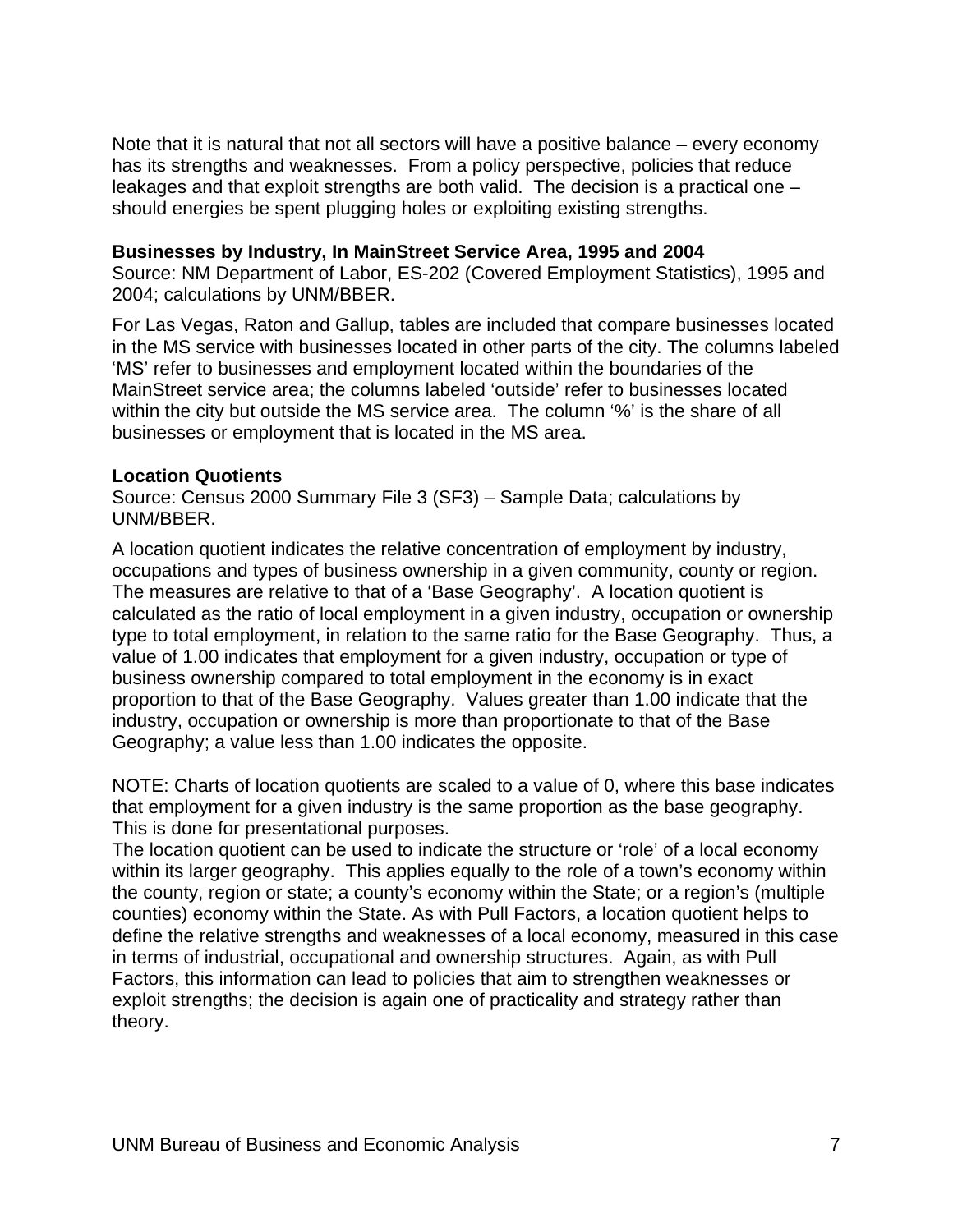Note that it is natural that not all sectors will have a positive balance – every economy has its strengths and weaknesses. From a policy perspective, policies that reduce leakages and that exploit strengths are both valid. The decision is a practical one – should energies be spent plugging holes or exploiting existing strengths.

**Businesses by Industry, In MainStreet Service Area, 1995 and 2004**
Source: NM Department of Labor, ES-202 (Covered Employment Statistics), 1995 and 2004; calculations by UNM/BBER.

For Las Vegas, Raton and Gallup, tables are included that compare businesses located in the MS service with businesses located in other parts of the city. The columns labeled 'MS' refer to businesses and employment located within the boundaries of the MainStreet service area; the columns labeled 'outside' refer to businesses located within the city but outside the MS service area. The column '%' is the share of all businesses or employment that is located in the MS area.

**Location Quotients**
Source: Census 2000 Summary File 3 (SF3) – Sample Data; calculations by UNM/BBER.

A location quotient indicates the relative concentration of employment by industry, occupations and types of business ownership in a given community, county or region. The measures are relative to that of a 'Base Geography'. A location quotient is calculated as the ratio of local employment in a given industry, occupation or ownership type to total employment, in relation to the same ratio for the Base Geography. Thus, a value of 1.00 indicates that employment for a given industry, occupation or type of business ownership compared to total employment in the economy is in exact proportion to that of the Base Geography. Values greater than 1.00 indicate that the industry, occupation or ownership is more than proportionate to that of the Base Geography; a value less than 1.00 indicates the opposite.

NOTE: Charts of location quotients are scaled to a value of 0, where this base indicates that employment for a given industry is the same proportion as the base geography. This is done for presentational purposes.

The location quotient can be used to indicate the structure or 'role' of a local economy within its larger geography. This applies equally to the role of a town's economy within the county, region or state; a county's economy within the State; or a region's (multiple counties) economy within the State. As with Pull Factors, a location quotient helps to define the relative strengths and weaknesses of a local economy, measured in this case in terms of industrial, occupational and ownership structures. Again, as with Pull Factors, this information can lead to policies that aim to strengthen weaknesses or exploit strengths; the decision is again one of practicality and strategy rather than theory.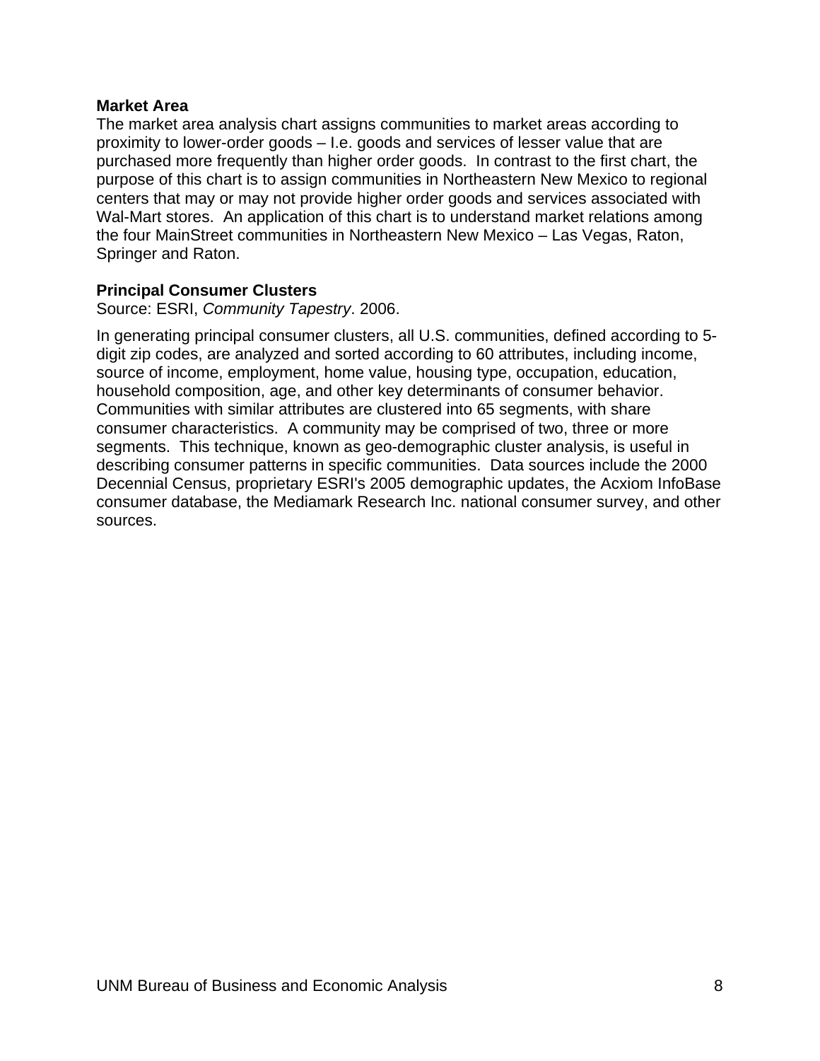**Market Area**

The market area analysis chart assigns communities to market areas according to proximity to lower-order goods – I.e. goods and services of lesser value that are purchased more frequently than higher order goods. In contrast to the first chart, the purpose of this chart is to assign communities in Northeastern New Mexico to regional centers that may or may not provide higher order goods and services associated with Wal-Mart stores. An application of this chart is to understand market relations among the four MainStreet communities in Northeastern New Mexico – Las Vegas, Raton, Springer and Raton.

**Principal Consumer Clusters**

Source: ESRI, *Community Tapestry*. 2006.

In generating principal consumer clusters, all U.S. communities, defined according to 5-digit zip codes, are analyzed and sorted according to 60 attributes, including income, source of income, employment, home value, housing type, occupation, education, household composition, age, and other key determinants of consumer behavior. Communities with similar attributes are clustered into 65 segments, with share consumer characteristics. A community may be comprised of two, three or more segments. This technique, known as geo-demographic cluster analysis, is useful in describing consumer patterns in specific communities. Data sources include the 2000 Decennial Census, proprietary ESRI's 2005 demographic updates, the Acxiom InfoBase consumer database, the Mediamark Research Inc. national consumer survey, and other sources.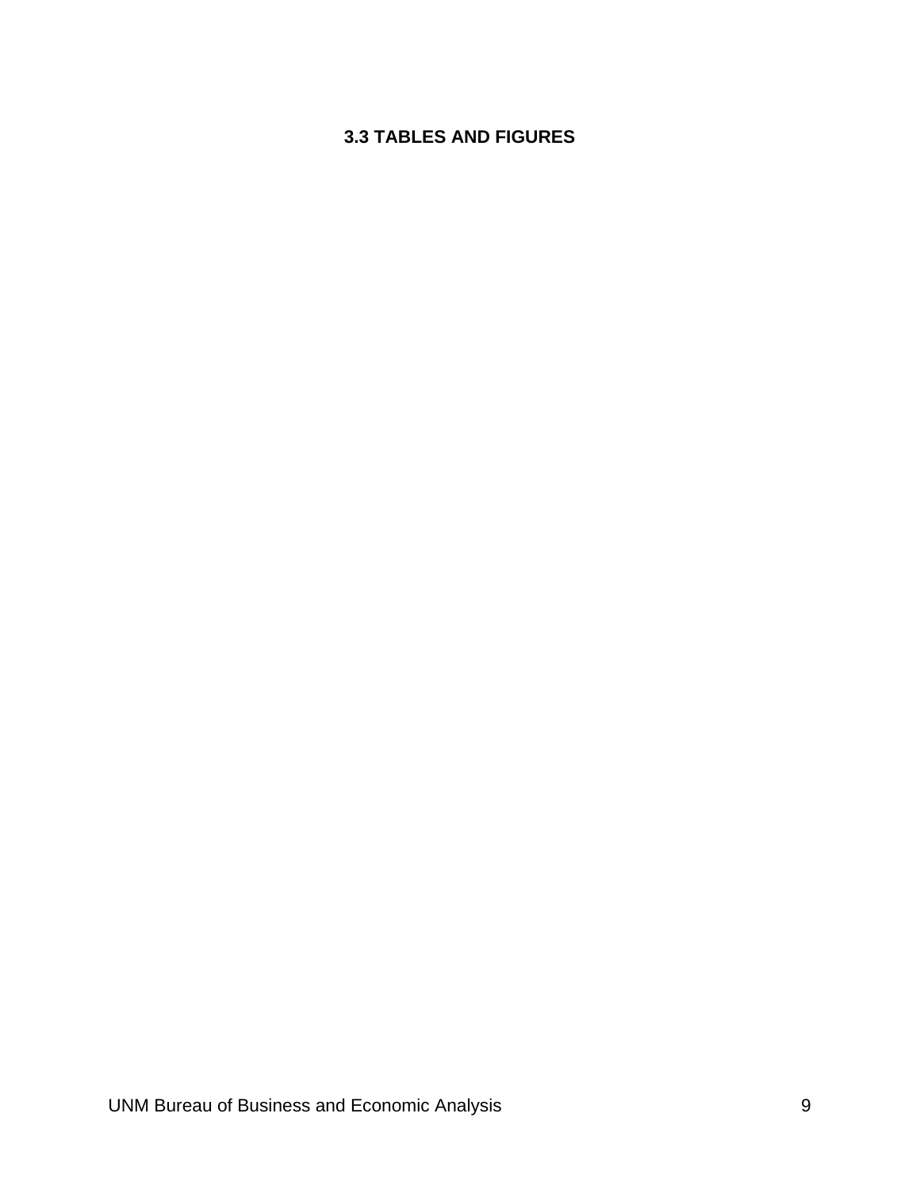### 3.3 TABLES AND FIGURES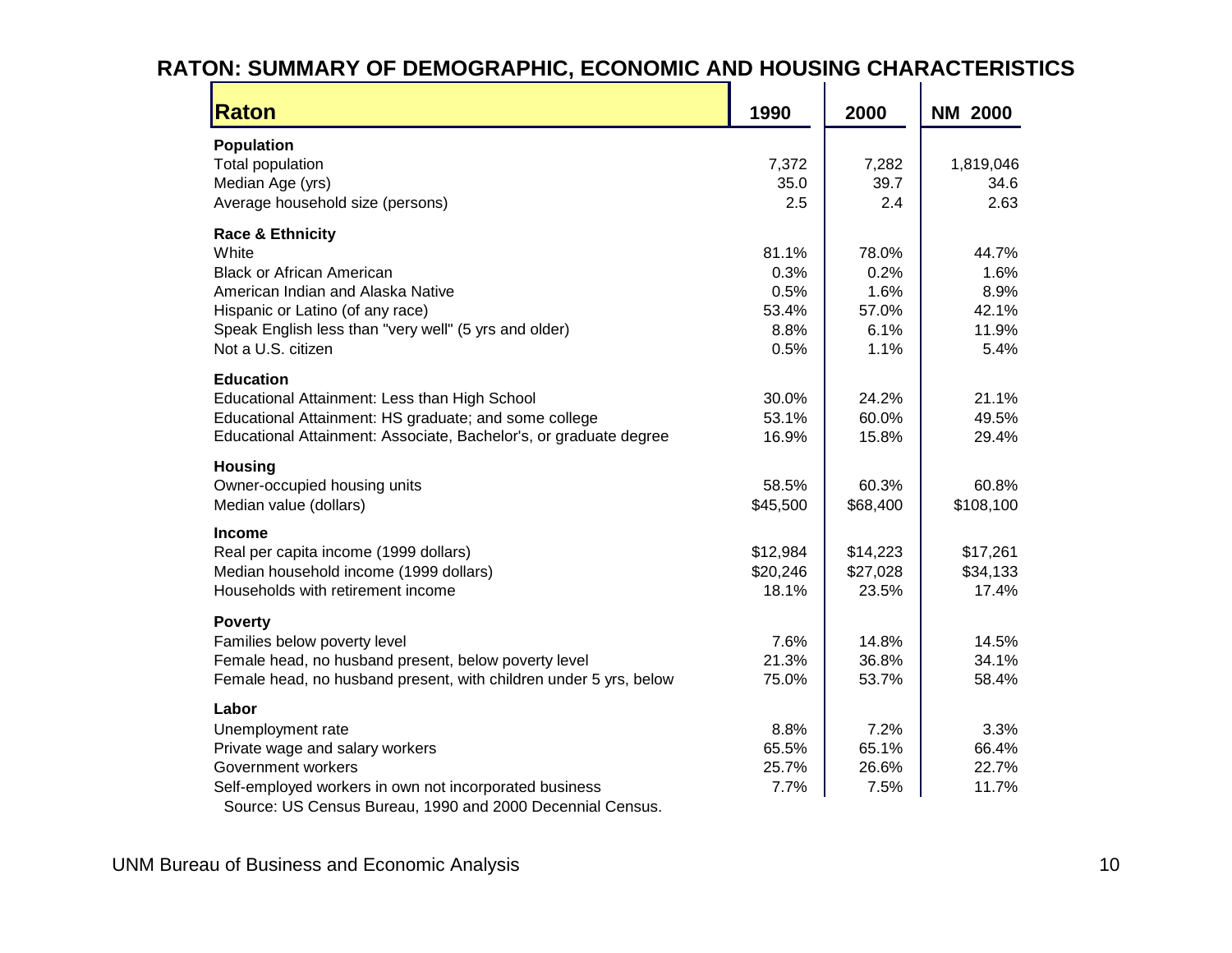# RATON: SUMMARY OF DEMOGRAPHIC, ECONOMIC AND HOUSING CHARACTERISTICS

| Raton | 1990 | 2000 | NM 2000 |
|---|---|---|---|
| **Population** | | | |
| Total population | 7,372 | 7,282 | 1,819,046 |
| Median Age (yrs) | 35.0 | 39.7 | 34.6 |
| Average household size (persons) | 2.5 | 2.4 | 2.63 |
| **Race & Ethnicity** | | | |
| White | 81.1% | 78.0% | 44.7% |
| Black or African American | 0.3% | 0.2% | 1.6% |
| American Indian and Alaska Native | 0.5% | 1.6% | 8.9% |
| Hispanic or Latino (of any race) | 53.4% | 57.0% | 42.1% |
| Speak English less than "very well" (5 yrs and older) | 8.8% | 6.1% | 11.9% |
| Not a U.S. citizen | 0.5% | 1.1% | 5.4% |
| **Education** | | | |
| Educational Attainment: Less than High School | 30.0% | 24.2% | 21.1% |
| Educational Attainment: HS graduate; and some college | 53.1% | 60.0% | 49.5% |
| Educational Attainment: Associate, Bachelor's, or graduate degree | 16.9% | 15.8% | 29.4% |
| **Housing** | | | |
| Owner-occupied housing units | 58.5% | 60.3% | 60.8% |
| Median value (dollars) | $45,500 | $68,400 | $108,100 |
| **Income** | | | |
| Real per capita income (1999 dollars) | $12,984 | $14,223 | $17,261 |
| Median household income (1999 dollars) | $20,246 | $27,028 | $34,133 |
| Households with retirement income | 18.1% | 23.5% | 17.4% |
| **Poverty** | | | |
| Families below poverty level | 7.6% | 14.8% | 14.5% |
| Female head, no husband present, below poverty level | 21.3% | 36.8% | 34.1% |
| Female head, no husband present, with children under 5 yrs, below | 75.0% | 53.7% | 58.4% |
| **Labor** | | | |
| Unemployment rate | 8.8% | 7.2% | 3.3% |
| Private wage and salary workers | 65.5% | 65.1% | 66.4% |
| Government workers | 25.7% | 26.6% | 22.7% |
| Self-employed workers in own not incorporated business | 7.7% | 7.5% | 11.7% |

Source: US Census Bureau, 1990 and 2000 Decennial Census.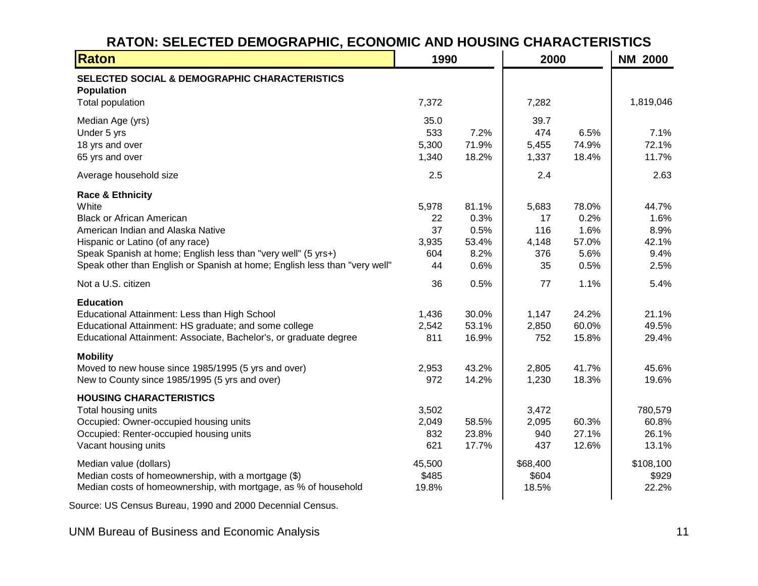## RATON: SELECTED DEMOGRAPHIC, ECONOMIC AND HOUSING CHARACTERISTICS

| Raton | 1990 | | 2000 | | NM 2000 |
|---|---|---|---|---|---|
| **SELECTED SOCIAL & DEMOGRAPHIC CHARACTERISTICS** | | | | | |
| **Population** | | | | | |
| Total population | 7,372 | | 7,282 | | 1,819,046 |
| Median Age (yrs) | 35.0 | | 39.7 | | |
| Under 5 yrs | 533 | 7.2% | 474 | 6.5% | 7.1% |
| 18 yrs and over | 5,300 | 71.9% | 5,455 | 74.9% | 72.1% |
| 65 yrs and over | 1,340 | 18.2% | 1,337 | 18.4% | 11.7% |
| Average household size | 2.5 | | 2.4 | | 2.63 |
| **Race & Ethnicity** | | | | | |
| White | 5,978 | 81.1% | 5,683 | 78.0% | 44.7% |
| Black or African American | 22 | 0.3% | 17 | 0.2% | 1.6% |
| American Indian and Alaska Native | 37 | 0.5% | 116 | 1.6% | 8.9% |
| Hispanic or Latino (of any race) | 3,935 | 53.4% | 4,148 | 57.0% | 42.1% |
| Speak Spanish at home; English less than "very well" (5 yrs+) | 604 | 8.2% | 376 | 5.6% | 9.4% |
| Speak other than English or Spanish at home; English less than "very well" | 44 | 0.6% | 35 | 0.5% | 2.5% |
| Not a U.S. citizen | 36 | 0.5% | 77 | 1.1% | 5.4% |
| **Education** | | | | | |
| Educational Attainment: Less than High School | 1,436 | 30.0% | 1,147 | 24.2% | 21.1% |
| Educational Attainment: HS graduate; and some college | 2,542 | 53.1% | 2,850 | 60.0% | 49.5% |
| Educational Attainment: Associate, Bachelor's, or graduate degree | 811 | 16.9% | 752 | 15.8% | 29.4% |
| **Mobility** | | | | | |
| Moved to new house since 1985/1995 (5 yrs and over) | 2,953 | 43.2% | 2,805 | 41.7% | 45.6% |
| New to County since 1985/1995 (5 yrs and over) | 972 | 14.2% | 1,230 | 18.3% | 19.6% |
| **HOUSING CHARACTERISTICS** | | | | | |
| Total housing units | 3,502 | | 3,472 | | 780,579 |
| Occupied: Owner-occupied housing units | 2,049 | 58.5% | 2,095 | 60.3% | 60.8% |
| Occupied: Renter-occupied housing units | 832 | 23.8% | 940 | 27.1% | 26.1% |
| Vacant housing units | 621 | 17.7% | 437 | 12.6% | 13.1% |
| Median value (dollars) | 45,500 | | $68,400 | | $108,100 |
| Median costs of homeownership, with a mortgage ($) | $485 | | $604 | | $929 |
| Median costs of homeownership, with mortgage, as % of household | 19.8% | | 18.5% | | 22.2% |

Source: US Census Bureau, 1990 and 2000 Decennial Census.

UNM Bureau of Business and Economic Analysis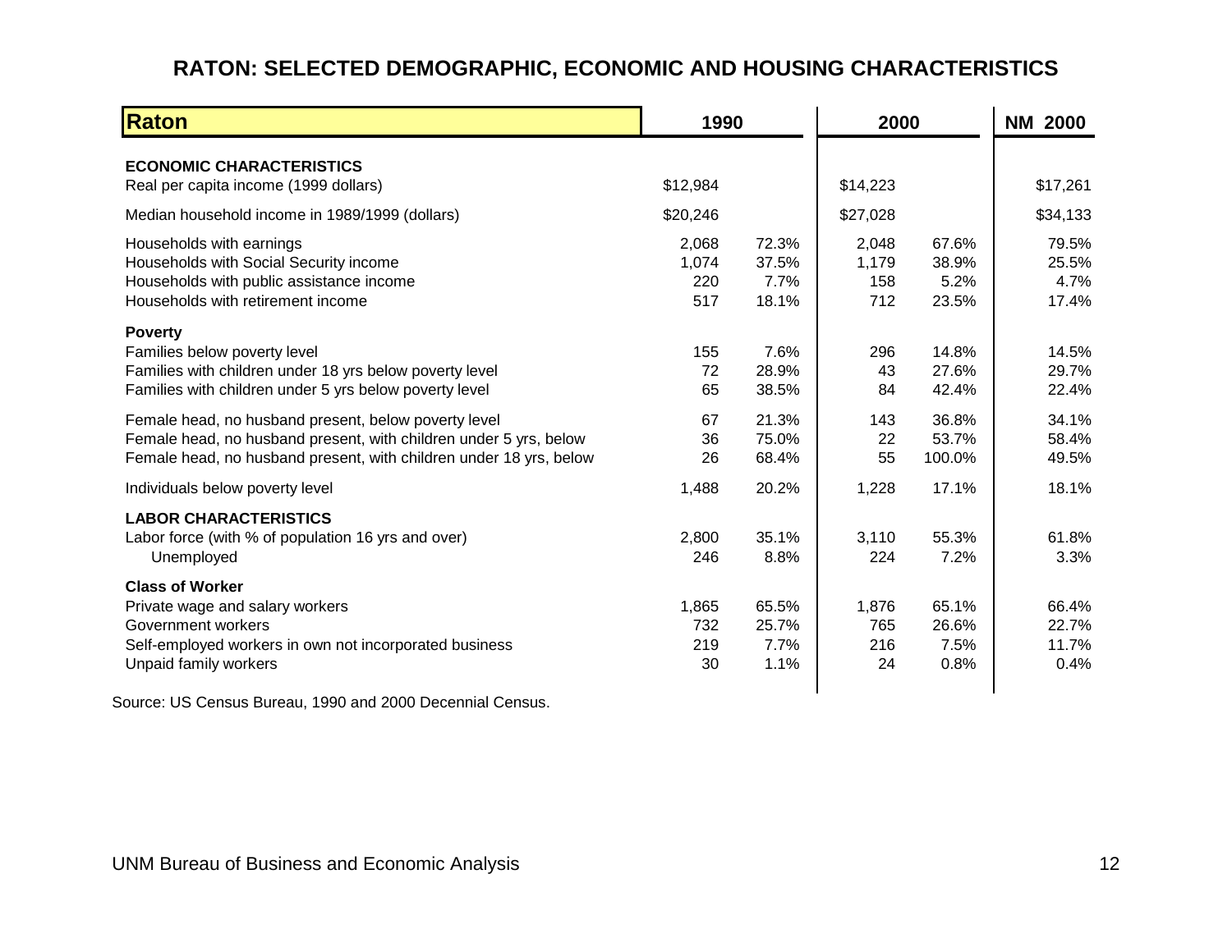# RATON: SELECTED DEMOGRAPHIC, ECONOMIC AND HOUSING CHARACTERISTICS

| Raton | 1990 | | 2000 | | NM 2000 |
|---|---|---|---|---|---|
| **ECONOMIC CHARACTERISTICS** | | | | | |
| Real per capita income (1999 dollars) | $12,984 | | $14,223 | | $17,261 |
| Median household income in 1989/1999 (dollars) | $20,246 | | $27,028 | | $34,133 |
| Households with earnings | 2,068 | 72.3% | 2,048 | 67.6% | 79.5% |
| Households with Social Security income | 1,074 | 37.5% | 1,179 | 38.9% | 25.5% |
| Households with public assistance income | 220 | 7.7% | 158 | 5.2% | 4.7% |
| Households with retirement income | 517 | 18.1% | 712 | 23.5% | 17.4% |
| **Poverty** | | | | | |
| Families below poverty level | 155 | 7.6% | 296 | 14.8% | 14.5% |
| Families with children under 18 yrs below poverty level | 72 | 28.9% | 43 | 27.6% | 29.7% |
| Families with children under 5 yrs below poverty level | 65 | 38.5% | 84 | 42.4% | 22.4% |
| Female head, no husband present, below poverty level | 67 | 21.3% | 143 | 36.8% | 34.1% |
| Female head, no husband present, with children under 5 yrs, below | 36 | 75.0% | 22 | 53.7% | 58.4% |
| Female head, no husband present, with children under 18 yrs, below | 26 | 68.4% | 55 | 100.0% | 49.5% |
| Individuals below poverty level | 1,488 | 20.2% | 1,228 | 17.1% | 18.1% |
| **LABOR CHARACTERISTICS** | | | | | |
| Labor force (with % of population 16 yrs and over) | 2,800 | 35.1% | 3,110 | 55.3% | 61.8% |
| Unemployed | 246 | 8.8% | 224 | 7.2% | 3.3% |
| **Class of Worker** | | | | | |
| Private wage and salary workers | 1,865 | 65.5% | 1,876 | 65.1% | 66.4% |
| Government workers | 732 | 25.7% | 765 | 26.6% | 22.7% |
| Self-employed workers in own not incorporated business | 219 | 7.7% | 216 | 7.5% | 11.7% |
| Unpaid family workers | 30 | 1.1% | 24 | 0.8% | 0.4% |

Source: US Census Bureau, 1990 and 2000 Decennial Census.

UNM Bureau of Business and Economic Analysis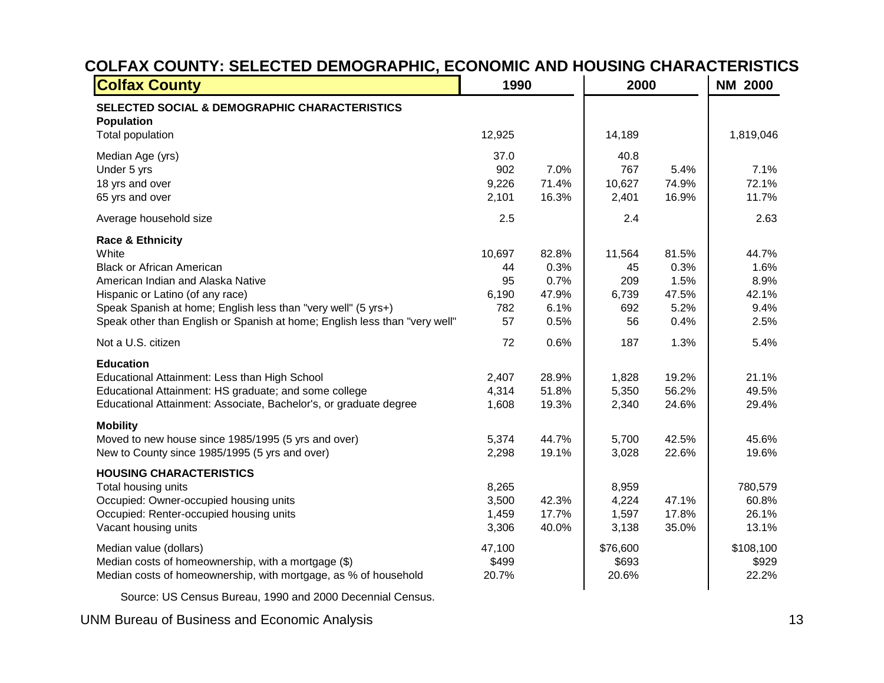# COLFAX COUNTY: SELECTED DEMOGRAPHIC, ECONOMIC AND HOUSING CHARACTERISTICS

| Colfax County | 1990 | | 2000 | | NM 2000 |
|---|---|---|---|---|---|
| **SELECTED SOCIAL & DEMOGRAPHIC CHARACTERISTICS** | | | | | |
| **Population** | | | | | |
| Total population | 12,925 | | 14,189 | | 1,819,046 |
| Median Age (yrs) | 37.0 | | 40.8 | | |
| Under 5 yrs | 902 | 7.0% | 767 | 5.4% | 7.1% |
| 18 yrs and over | 9,226 | 71.4% | 10,627 | 74.9% | 72.1% |
| 65 yrs and over | 2,101 | 16.3% | 2,401 | 16.9% | 11.7% |
| Average household size | 2.5 | | 2.4 | | 2.63 |
| **Race & Ethnicity** | | | | | |
| White | 10,697 | 82.8% | 11,564 | 81.5% | 44.7% |
| Black or African American | 44 | 0.3% | 45 | 0.3% | 1.6% |
| American Indian and Alaska Native | 95 | 0.7% | 209 | 1.5% | 8.9% |
| Hispanic or Latino (of any race) | 6,190 | 47.9% | 6,739 | 47.5% | 42.1% |
| Speak Spanish at home; English less than "very well" (5 yrs+) | 782 | 6.1% | 692 | 5.2% | 9.4% |
| Speak other than English or Spanish at home; English less than "very well" | 57 | 0.5% | 56 | 0.4% | 2.5% |
| Not a U.S. citizen | 72 | 0.6% | 187 | 1.3% | 5.4% |
| **Education** | | | | | |
| Educational Attainment: Less than High School | 2,407 | 28.9% | 1,828 | 19.2% | 21.1% |
| Educational Attainment: HS graduate; and some college | 4,314 | 51.8% | 5,350 | 56.2% | 49.5% |
| Educational Attainment: Associate, Bachelor's, or graduate degree | 1,608 | 19.3% | 2,340 | 24.6% | 29.4% |
| **Mobility** | | | | | |
| Moved to new house since 1985/1995 (5 yrs and over) | 5,374 | 44.7% | 5,700 | 42.5% | 45.6% |
| New to County since 1985/1995 (5 yrs and over) | 2,298 | 19.1% | 3,028 | 22.6% | 19.6% |
| **HOUSING CHARACTERISTICS** | | | | | |
| Total housing units | 8,265 | | 8,959 | | 780,579 |
| Occupied: Owner-occupied housing units | 3,500 | 42.3% | 4,224 | 47.1% | 60.8% |
| Occupied: Renter-occupied housing units | 1,459 | 17.7% | 1,597 | 17.8% | 26.1% |
| Vacant housing units | 3,306 | 40.0% | 3,138 | 35.0% | 13.1% |
| Median value (dollars) | 47,100 | | $76,600 | | $108,100 |
| Median costs of homeownership, with a mortgage ($) | $499 | | $693 | | $929 |
| Median costs of homeownership, with mortgage, as % of household | 20.7% | | 20.6% | | 22.2% |

Source: US Census Bureau, 1990 and 2000 Decennial Census.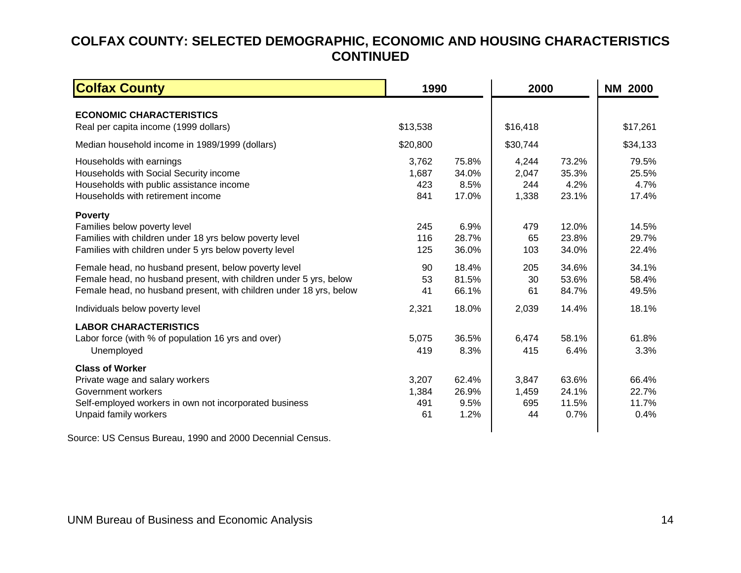## COLFAX COUNTY: SELECTED DEMOGRAPHIC, ECONOMIC AND HOUSING CHARACTERISTICS CONTINUED

| Colfax County | 1990 | | 2000 | | NM 2000 |
|---|---|---|---|---|---|
| **ECONOMIC CHARACTERISTICS** | | | | | |
| Real per capita income (1999 dollars) | $13,538 | | $16,418 | | $17,261 |
| Median household income in 1989/1999 (dollars) | $20,800 | | $30,744 | | $34,133 |
| Households with earnings | 3,762 | 75.8% | 4,244 | 73.2% | 79.5% |
| Households with Social Security income | 1,687 | 34.0% | 2,047 | 35.3% | 25.5% |
| Households with public assistance income | 423 | 8.5% | 244 | 4.2% | 4.7% |
| Households with retirement income | 841 | 17.0% | 1,338 | 23.1% | 17.4% |
| **Poverty** | | | | | |
| Families below poverty level | 245 | 6.9% | 479 | 12.0% | 14.5% |
| Families with children under 18 yrs below poverty level | 116 | 28.7% | 65 | 23.8% | 29.7% |
| Families with children under 5 yrs below poverty level | 125 | 36.0% | 103 | 34.0% | 22.4% |
| Female head, no husband present, below poverty level | 90 | 18.4% | 205 | 34.6% | 34.1% |
| Female head, no husband present, with children under 5 yrs, below | 53 | 81.5% | 30 | 53.6% | 58.4% |
| Female head, no husband present, with children under 18 yrs, below | 41 | 66.1% | 61 | 84.7% | 49.5% |
| Individuals below poverty level | 2,321 | 18.0% | 2,039 | 14.4% | 18.1% |
| **LABOR CHARACTERISTICS** | | | | | |
| Labor force (with % of population 16 yrs and over) | 5,075 | 36.5% | 6,474 | 58.1% | 61.8% |
| Unemployed | 419 | 8.3% | 415 | 6.4% | 3.3% |
| **Class of Worker** | | | | | |
| Private wage and salary workers | 3,207 | 62.4% | 3,847 | 63.6% | 66.4% |
| Government workers | 1,384 | 26.9% | 1,459 | 24.1% | 22.7% |
| Self-employed workers in own not incorporated business | 491 | 9.5% | 695 | 11.5% | 11.7% |
| Unpaid family workers | 61 | 1.2% | 44 | 0.7% | 0.4% |

Source: US Census Bureau, 1990 and 2000 Decennial Census.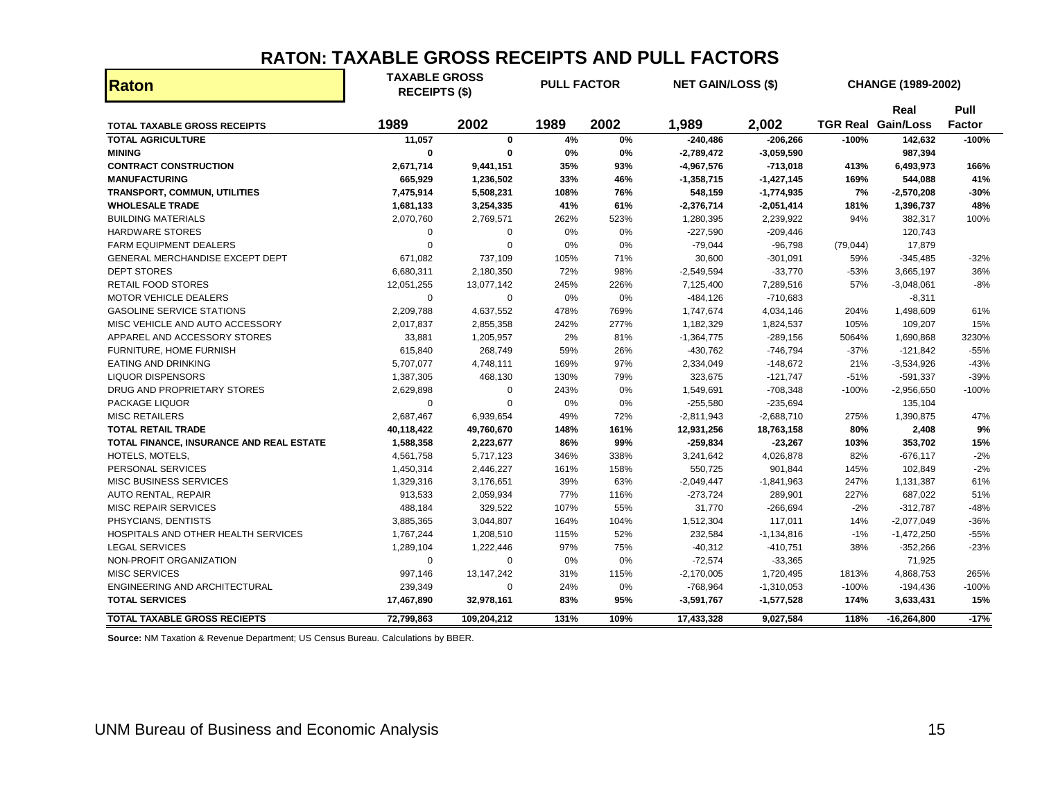# RATON: TAXABLE GROSS RECEIPTS AND PULL FACTORS

| Raton | TAXABLE GROSS RECEIPTS ($) | | PULL FACTOR | | NET GAIN/LOSS ($) | | CHANGE (1989-2002) | | |
|---|---|---|---|---|---|---|---|---|---|
| TOTAL TAXABLE GROSS RECEIPTS | 1989 | 2002 | 1989 | 2002 | 1,989 | 2,002 | TGR Real | Real Gain/Loss | Pull Factor |
| **TOTAL AGRICULTURE** | **11,057** | **0** | **4%** | **0%** | **-240,486** | **-206,266** | **-100%** | **142,632** | **-100%** |
| **MINING** | **0** | **0** | **0%** | **0%** | **-2,789,472** | **-3,059,590** | | **987,394** | |
| **CONTRACT CONSTRUCTION** | **2,671,714** | **9,441,151** | **35%** | **93%** | **-4,967,576** | **-713,018** | **413%** | **6,493,973** | **166%** |
| **MANUFACTURING** | **665,929** | **1,236,502** | **33%** | **46%** | **-1,358,715** | **-1,427,145** | **169%** | **544,088** | **41%** |
| **TRANSPORT, COMMUN, UTILITIES** | **7,475,914** | **5,508,231** | **108%** | **76%** | **548,159** | **-1,774,935** | **7%** | **-2,570,208** | **-30%** |
| **WHOLESALE TRADE** | **1,681,133** | **3,254,335** | **41%** | **61%** | **-2,376,714** | **-2,051,414** | **181%** | **1,396,737** | **48%** |
| BUILDING MATERIALS | 2,070,760 | 2,769,571 | 262% | 523% | 1,280,395 | 2,239,922 | 94% | 382,317 | 100% |
| HARDWARE STORES | 0 | 0 | 0% | 0% | -227,590 | -209,446 | | 120,743 | |
| FARM EQUIPMENT DEALERS | 0 | 0 | 0% | 0% | -79,044 | -96,798 | (79,044) | 17,879 | |
| GENERAL MERCHANDISE EXCEPT DEPT | 671,082 | 737,109 | 105% | 71% | 30,600 | -301,091 | 59% | -345,485 | -32% |
| DEPT STORES | 6,680,311 | 2,180,350 | 72% | 98% | -2,549,594 | -33,770 | -53% | 3,665,197 | 36% |
| RETAIL FOOD STORES | 12,051,255 | 13,077,142 | 245% | 226% | 7,125,400 | 7,289,516 | 57% | -3,048,061 | -8% |
| MOTOR VEHICLE DEALERS | 0 | 0 | 0% | 0% | -484,126 | -710,683 | | -8,311 | |
| GASOLINE SERVICE STATIONS | 2,209,788 | 4,637,552 | 478% | 769% | 1,747,674 | 4,034,146 | 204% | 1,498,609 | 61% |
| MISC VEHICLE AND AUTO ACCESSORY | 2,017,837 | 2,855,358 | 242% | 277% | 1,182,329 | 1,824,537 | 105% | 109,207 | 15% |
| APPAREL AND ACCESSORY STORES | 33,881 | 1,205,957 | 2% | 81% | -1,364,775 | -289,156 | 5064% | 1,690,868 | 3230% |
| FURNITURE, HOME FURNISH | 615,840 | 268,749 | 59% | 26% | -430,762 | -746,794 | -37% | -121,842 | -55% |
| EATING AND DRINKING | 5,707,077 | 4,748,111 | 169% | 97% | 2,334,049 | -148,672 | 21% | -3,534,926 | -43% |
| LIQUOR DISPENSORS | 1,387,305 | 468,130 | 130% | 79% | 323,675 | -121,747 | -51% | -591,337 | -39% |
| DRUG AND PROPRIETARY STORES | 2,629,898 | 0 | 243% | 0% | 1,549,691 | -708,348 | -100% | -2,956,650 | -100% |
| PACKAGE LIQUOR | 0 | 0 | 0% | 0% | -255,580 | -235,694 | | 135,104 | |
| MISC RETAILERS | 2,687,467 | 6,939,654 | 49% | 72% | -2,811,943 | -2,688,710 | 275% | 1,390,875 | 47% |
| **TOTAL RETAIL TRADE** | **40,118,422** | **49,760,670** | **148%** | **161%** | **12,931,256** | **18,763,158** | **80%** | **2,408** | **9%** |
| **TOTAL FINANCE, INSURANCE AND REAL ESTATE** | **1,588,358** | **2,223,677** | **86%** | **99%** | **-259,834** | **-23,267** | **103%** | **353,702** | **15%** |
| HOTELS, MOTELS, | 4,561,758 | 5,717,123 | 346% | 338% | 3,241,642 | 4,026,878 | 82% | -676,117 | -2% |
| PERSONAL SERVICES | 1,450,314 | 2,446,227 | 161% | 158% | 550,725 | 901,844 | 145% | 102,849 | -2% |
| MISC BUSINESS SERVICES | 1,329,316 | 3,176,651 | 39% | 63% | -2,049,447 | -1,841,963 | 247% | 1,131,387 | 61% |
| AUTO RENTAL, REPAIR | 913,533 | 2,059,934 | 77% | 116% | -273,724 | 289,901 | 227% | 687,022 | 51% |
| MISC REPAIR SERVICES | 488,184 | 329,522 | 107% | 55% | 31,770 | -266,694 | -2% | -312,787 | -48% |
| PHSYCIANS, DENTISTS | 3,885,365 | 3,044,807 | 164% | 104% | 1,512,304 | 117,011 | 14% | -2,077,049 | -36% |
| HOSPITALS AND OTHER HEALTH SERVICES | 1,767,244 | 1,208,510 | 115% | 52% | 232,584 | -1,134,816 | -1% | -1,472,250 | -55% |
| LEGAL SERVICES | 1,289,104 | 1,222,446 | 97% | 75% | -40,312 | -410,751 | 38% | -352,266 | -23% |
| NON-PROFIT ORGANIZATION | 0 | 0 | 0% | 0% | -72,574 | -33,365 | | 71,925 | |
| MISC SERVICES | 997,146 | 13,147,242 | 31% | 115% | -2,170,005 | 1,720,495 | 1813% | 4,868,753 | 265% |
| ENGINEERING AND ARCHITECTURAL | 239,349 | 0 | 24% | 0% | -768,964 | -1,310,053 | -100% | -194,436 | -100% |
| **TOTAL SERVICES** | **17,467,890** | **32,978,161** | **83%** | **95%** | **-3,591,767** | **-1,577,528** | **174%** | **3,633,431** | **15%** |
| **TOTAL TAXABLE GROSS RECIEPTS** | **72,799,863** | **109,204,212** | **131%** | **109%** | **17,433,328** | **9,027,584** | **118%** | **-16,264,800** | **-17%** |

**Source:** NM Taxation & Revenue Department; US Census Bureau. Calculations by BBER.

UNM Bureau of Business and Economic Analysis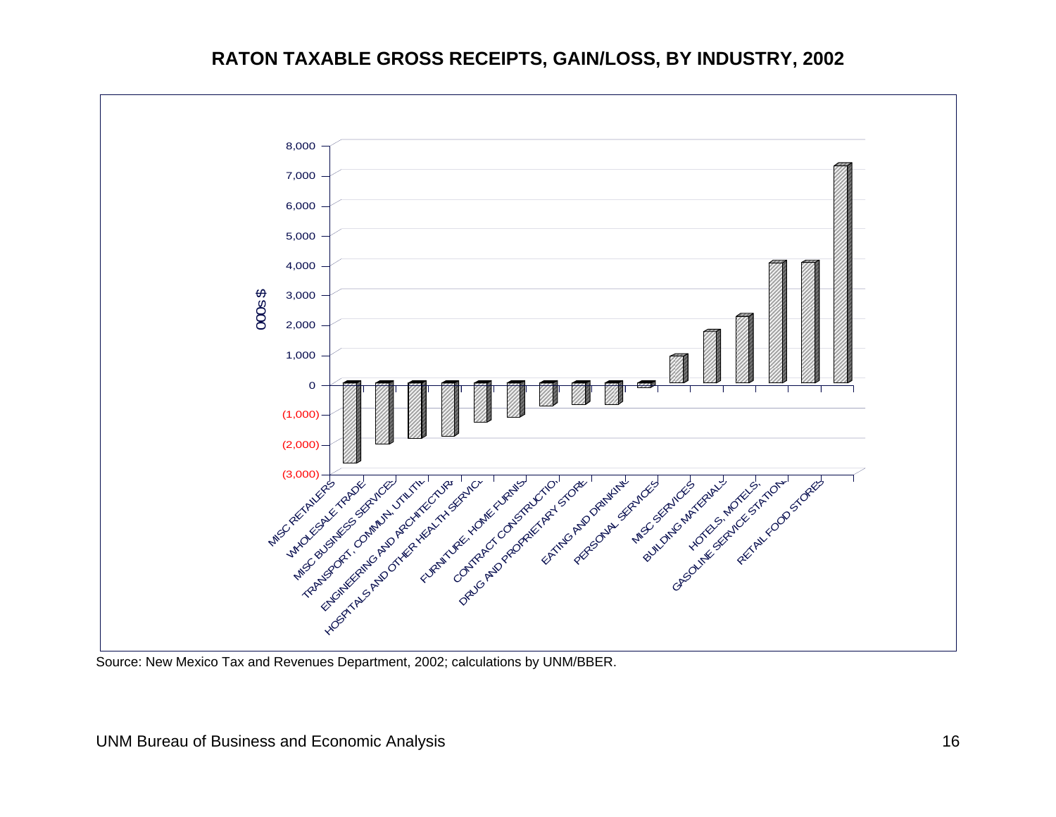# RATON TAXABLE GROSS RECEIPTS, GAIN/LOSS, BY INDUSTRY, 2002

000s $

8,000
7,000
6,000
5,000
4,000
3,000
2,000
1,000
0
(1,000)
(2,000)
(3,000)

MISC RETAILERS
WHOLESALE TRADE
MISC BUSINESS SERVICES
TRANSPORT, COMMUN, UTILITIES
ENGINEERING AND ARCHITECTURAL
HOSPITALS AND OTHER HEALTH SERVICES
FURNITURE, HOME FURNISHINGS
CONTRACT CONSTRUCTION
DRUG AND PROPRIETARY STORES
EATING AND DRINKING
PERSONAL SERVICES
MISC SERVICES
BUILDING MATERIALS
HOTELS, MOTELS,
GASOLINE SERVICE STATIONS
RETAIL FOOD STORES

Source: New Mexico Tax and Revenues Department, 2002; calculations by UNM/BBER.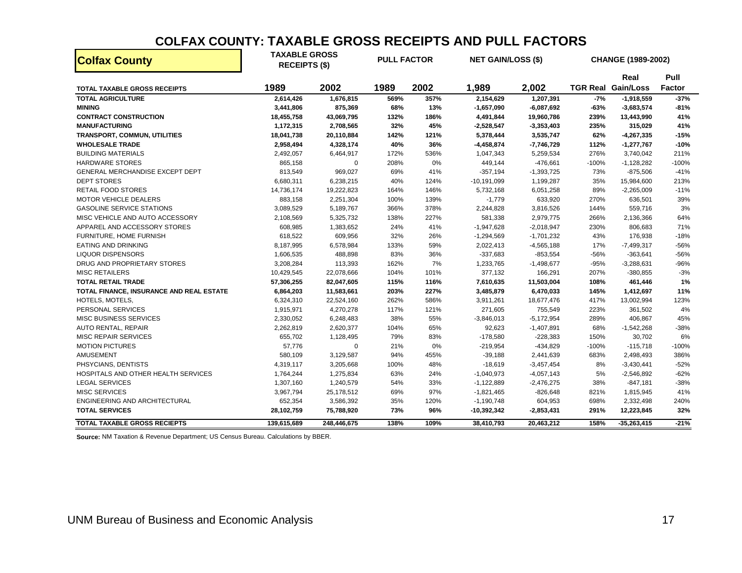# COLFAX COUNTY: TAXABLE GROSS RECEIPTS AND PULL FACTORS

| Colfax County | TAXABLE GROSS RECEIPTS ($) | | PULL FACTOR | | NET GAIN/LOSS ($) | | CHANGE (1989-2002) | | |
|---|---|---|---|---|---|---|---|---|---|
| **TOTAL TAXABLE GROSS RECEIPTS** | **1989** | **2002** | **1989** | **2002** | **1,989** | **2,002** | **TGR Real** | **Real Gain/Loss** | **Pull Factor** |
| **TOTAL AGRICULTURE** | **2,614,426** | **1,676,815** | **569%** | **357%** | **2,154,629** | **1,207,391** | **-7%** | **-1,918,559** | **-37%** |
| **MINING** | **3,441,806** | **875,369** | **68%** | **13%** | **-1,657,090** | **-6,087,692** | **-63%** | **-3,683,574** | **-81%** |
| **CONTRACT CONSTRUCTION** | **18,455,758** | **43,069,795** | **132%** | **186%** | **4,491,844** | **19,960,786** | **239%** | **13,443,990** | **41%** |
| **MANUFACTURING** | **1,172,315** | **2,708,565** | **32%** | **45%** | **-2,528,547** | **-3,353,403** | **235%** | **315,029** | **41%** |
| **TRANSPORT, COMMUN, UTILITIES** | **18,041,738** | **20,110,884** | **142%** | **121%** | **5,378,444** | **3,535,747** | **62%** | **-4,267,335** | **-15%** |
| **WHOLESALE TRADE** | **2,958,494** | **4,328,174** | **40%** | **36%** | **-4,458,874** | **-7,746,729** | **112%** | **-1,277,767** | **-10%** |
| BUILDING MATERIALS | 2,492,057 | 6,464,917 | 172% | 536% | 1,047,343 | 5,259,534 | 276% | 3,740,042 | 211% |
| HARDWARE STORES | 865,158 | 0 | 208% | 0% | 449,144 | -476,661 | -100% | -1,128,282 | -100% |
| GENERAL MERCHANDISE EXCEPT DEPT | 813,549 | 969,027 | 69% | 41% | -357,194 | -1,393,725 | 73% | -875,506 | -41% |
| DEPT STORES | 6,680,311 | 6,238,215 | 40% | 124% | -10,191,099 | 1,199,287 | 35% | 15,984,600 | 213% |
| RETAIL FOOD STORES | 14,736,174 | 19,222,823 | 164% | 146% | 5,732,168 | 6,051,258 | 89% | -2,265,009 | -11% |
| MOTOR VEHICLE DEALERS | 883,158 | 2,251,304 | 100% | 139% | -1,779 | 633,920 | 270% | 636,501 | 39% |
| GASOLINE SERVICE STATIONS | 3,089,529 | 5,189,767 | 366% | 378% | 2,244,828 | 3,816,526 | 144% | 559,716 | 3% |
| MISC VEHICLE AND AUTO ACCESSORY | 2,108,569 | 5,325,732 | 138% | 227% | 581,338 | 2,979,775 | 266% | 2,136,366 | 64% |
| APPAREL AND ACCESSORY STORES | 608,985 | 1,383,652 | 24% | 41% | -1,947,628 | -2,018,947 | 230% | 806,683 | 71% |
| FURNITURE, HOME FURNISH | 618,522 | 609,956 | 32% | 26% | -1,294,569 | -1,701,232 | 43% | 176,938 | -18% |
| EATING AND DRINKING | 8,187,995 | 6,578,984 | 133% | 59% | 2,022,413 | -4,565,188 | 17% | -7,499,317 | -56% |
| LIQUOR DISPENSORS | 1,606,535 | 488,898 | 83% | 36% | -337,683 | -853,554 | -56% | -363,641 | -56% |
| DRUG AND PROPRIETARY STORES | 3,208,284 | 113,393 | 162% | 7% | 1,233,765 | -1,498,677 | -95% | -3,288,631 | -96% |
| MISC RETAILERS | 10,429,545 | 22,078,666 | 104% | 101% | 377,132 | 166,291 | 207% | -380,855 | -3% |
| **TOTAL RETAIL TRADE** | **57,306,255** | **82,047,605** | **115%** | **116%** | **7,610,635** | **11,503,004** | **108%** | **461,446** | **1%** |
| **TOTAL FINANCE, INSURANCE AND REAL ESTATE** | **6,864,203** | **11,583,661** | **203%** | **227%** | **3,485,879** | **6,470,033** | **145%** | **1,412,697** | **11%** |
| HOTELS, MOTELS, | 6,324,310 | 22,524,160 | 262% | 586% | 3,911,261 | 18,677,476 | 417% | 13,002,994 | 123% |
| PERSONAL SERVICES | 1,915,971 | 4,270,278 | 117% | 121% | 271,605 | 755,549 | 223% | 361,502 | 4% |
| MISC BUSINESS SERVICES | 2,330,052 | 6,248,483 | 38% | 55% | -3,846,013 | -5,172,954 | 289% | 406,867 | 45% |
| AUTO RENTAL, REPAIR | 2,262,819 | 2,620,377 | 104% | 65% | 92,623 | -1,407,891 | 68% | -1,542,268 | -38% |
| MISC REPAIR SERVICES | 655,702 | 1,128,495 | 79% | 83% | -178,580 | -228,383 | 150% | 30,702 | 6% |
| MOTION PICTURES | 57,776 | 0 | 21% | 0% | -219,954 | -434,829 | -100% | -115,718 | -100% |
| AMUSEMENT | 580,109 | 3,129,587 | 94% | 455% | -39,188 | 2,441,639 | 683% | 2,498,493 | 386% |
| PHSYCIANS, DENTISTS | 4,319,117 | 3,205,668 | 100% | 48% | -18,619 | -3,457,454 | 8% | -3,430,441 | -52% |
| HOSPITALS AND OTHER HEALTH SERVICES | 1,764,244 | 1,275,834 | 63% | 24% | -1,040,973 | -4,057,143 | 5% | -2,546,892 | -62% |
| LEGAL SERVICES | 1,307,160 | 1,240,579 | 54% | 33% | -1,122,889 | -2,476,275 | 38% | -847,181 | -38% |
| MISC SERVICES | 3,967,794 | 25,178,512 | 69% | 97% | -1,821,465 | -826,648 | 821% | 1,815,945 | 41% |
| ENGINEERING AND ARCHITECTURAL | 652,354 | 3,586,392 | 35% | 120% | -1,190,748 | 604,953 | 698% | 2,332,498 | 240% |
| **TOTAL SERVICES** | **28,102,759** | **75,788,920** | **73%** | **96%** | **-10,392,342** | **-2,853,431** | **291%** | **12,223,845** | **32%** |
| **TOTAL TAXABLE GROSS RECIEPTS** | **139,615,689** | **248,446,675** | **138%** | **109%** | **38,410,793** | **20,463,212** | **158%** | **-35,263,415** | **-21%** |

**Source:** NM Taxation & Revenue Department; US Census Bureau. Calculations by BBER.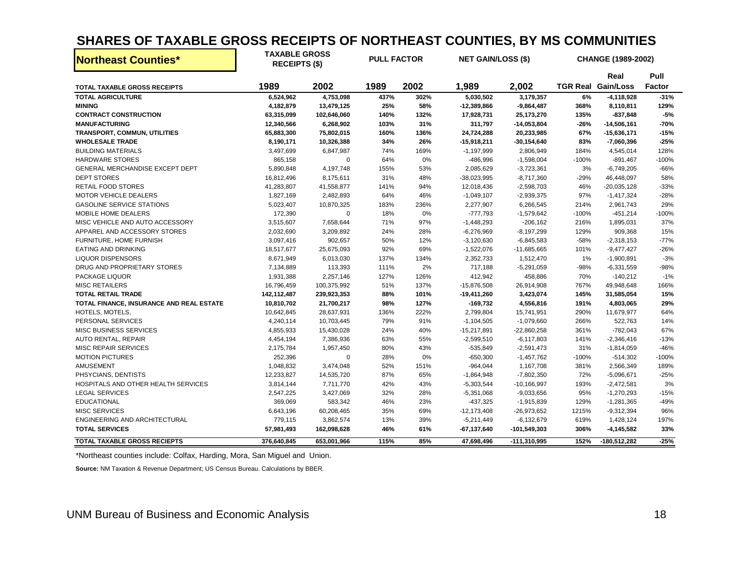# SHARES OF TAXABLE GROSS RECEIPTS OF NORTHEAST COUNTIES, BY MS COMMUNITIES

| Northeast Counties* | TAXABLE GROSS RECEIPTS ($) | | PULL FACTOR | | NET GAIN/LOSS ($) | | CHANGE (1989-2002) | | |
|---|---|---|---|---|---|---|---|---|---|
| | | | | | | | | Real | Pull |
| **TOTAL TAXABLE GROSS RECEIPTS** | **1989** | **2002** | **1989** | **2002** | **1,989** | **2,002** | **TGR** | **Real Gain/Loss** | **Factor** |
| **TOTAL AGRICULTURE** | **6,524,962** | **4,753,098** | **437%** | **302%** | **5,030,502** | **3,179,357** | **6%** | **-4,118,928** | **-31%** |
| **MINING** | **4,182,879** | **13,479,125** | **25%** | **58%** | **-12,389,866** | **-9,864,487** | **368%** | **8,110,811** | **129%** |
| **CONTRACT CONSTRUCTION** | **63,315,099** | **102,646,060** | **140%** | **132%** | **17,928,731** | **25,173,270** | **135%** | **-837,848** | **-5%** |
| **MANUFACTURING** | **12,340,566** | **6,268,902** | **103%** | **31%** | **311,797** | **-14,053,804** | **-26%** | **-14,506,161** | **-70%** |
| **TRANSPORT, COMMUN, UTILITIES** | **65,883,300** | **75,802,015** | **160%** | **136%** | **24,724,288** | **20,233,985** | **67%** | **-15,636,171** | **-15%** |
| **WHOLESALE TRADE** | **8,190,171** | **10,326,388** | **34%** | **26%** | **-15,918,211** | **-30,154,640** | **83%** | **-7,060,396** | **-25%** |
| BUILDING MATERIALS | 3,497,699 | 6,847,987 | 74% | 169% | -1,197,999 | 2,806,949 | 184% | 4,545,014 | 128% |
| HARDWARE STORES | 865,158 | 0 | 64% | 0% | -486,996 | -1,598,004 | -100% | -891,467 | -100% |
| GENERAL MERCHANDISE EXCEPT DEPT | 5,890,848 | 4,197,748 | 155% | 53% | 2,085,629 | -3,723,361 | 3% | -6,749,205 | -66% |
| DEPT STORES | 16,812,496 | 8,175,611 | 31% | 48% | -38,023,995 | -8,717,360 | -29% | 46,448,097 | 58% |
| RETAIL FOOD STORES | 41,283,807 | 41,558,877 | 141% | 94% | 12,018,436 | -2,598,703 | 46% | -20,035,128 | -33% |
| MOTOR VEHICLE DEALERS | 1,827,169 | 2,482,893 | 64% | 46% | -1,049,107 | -2,939,375 | 97% | -1,417,324 | -28% |
| GASOLINE SERVICE STATIONS | 5,023,407 | 10,870,325 | 183% | 236% | 2,277,907 | 6,266,545 | 214% | 2,961,743 | 29% |
| MOBILE HOME DEALERS | 172,390 | 0 | 18% | 0% | -777,793 | -1,579,642 | -100% | -451,214 | -100% |
| MISC VEHICLE AND AUTO ACCESSORY | 3,515,607 | 7,658,644 | 71% | 97% | -1,448,293 | -206,162 | 216% | 1,895,031 | 37% |
| APPAREL AND ACCESSORY STORES | 2,032,690 | 3,209,892 | 24% | 28% | -6,276,969 | -8,197,299 | 129% | 909,368 | 15% |
| FURNITURE, HOME FURNISH | 3,097,416 | 902,657 | 50% | 12% | -3,120,630 | -6,845,583 | -58% | -2,318,153 | -77% |
| EATING AND DRINKING | 18,517,677 | 25,675,093 | 92% | 69% | -1,522,076 | -11,685,665 | 101% | -9,477,427 | -26% |
| LIQUOR DISPENSORS | 8,671,949 | 6,013,030 | 137% | 134% | 2,352,733 | 1,512,470 | 1% | -1,900,891 | -3% |
| DRUG AND PROPRIETARY STORES | 7,134,889 | 113,393 | 111% | 2% | 717,188 | -5,291,059 | -98% | -6,331,559 | -98% |
| PACKAGE LIQUOR | 1,931,388 | 2,257,146 | 127% | 126% | 412,942 | 458,886 | 70% | -140,212 | -1% |
| MISC RETAILERS | 16,796,459 | 100,375,992 | 51% | 137% | -15,876,508 | 26,914,908 | 767% | 49,948,648 | 166% |
| **TOTAL RETAIL TRADE** | **142,112,487** | **239,923,353** | **88%** | **101%** | **-19,411,260** | **3,423,074** | **145%** | **31,585,054** | **15%** |
| **TOTAL FINANCE, INSURANCE AND REAL ESTATE** | **10,810,702** | **21,700,217** | **98%** | **127%** | **-169,732** | **4,556,816** | **191%** | **4,803,065** | **29%** |
| HOTELS, MOTELS, | 10,642,845 | 28,637,931 | 136% | 222% | 2,799,804 | 15,741,951 | 290% | 11,679,977 | 64% |
| PERSONAL SERVICES | 4,240,114 | 10,703,445 | 79% | 91% | -1,104,505 | -1,079,660 | 266% | 522,763 | 14% |
| MISC BUSINESS SERVICES | 4,855,933 | 15,430,028 | 24% | 40% | -15,217,891 | -22,860,258 | 361% | -782,043 | 67% |
| AUTO RENTAL, REPAIR | 4,454,194 | 7,386,936 | 63% | 55% | -2,599,510 | -6,117,803 | 141% | -2,346,416 | -13% |
| MISC REPAIR SERVICES | 2,175,784 | 1,957,450 | 80% | 43% | -535,849 | -2,591,473 | 31% | -1,814,059 | -46% |
| MOTION PICTURES | 252,396 | 0 | 28% | 0% | -650,300 | -1,457,762 | -100% | -514,302 | -100% |
| AMUSEMENT | 1,048,832 | 3,474,048 | 52% | 151% | -964,044 | 1,167,708 | 381% | 2,566,349 | 189% |
| PHSYCIANS, DENTISTS | 12,233,827 | 14,535,720 | 87% | 65% | -1,864,948 | -7,802,350 | 72% | -5,096,671 | -25% |
| HOSPITALS AND OTHER HEALTH SERVICES | 3,814,144 | 7,711,770 | 42% | 43% | -5,303,544 | -10,166,997 | 193% | -2,472,581 | 3% |
| LEGAL SERVICES | 2,547,225 | 3,427,069 | 32% | 28% | -5,351,068 | -9,033,656 | 95% | -1,270,293 | -15% |
| EDUCATIONAL | 369,069 | 583,342 | 46% | 23% | -437,325 | -1,915,839 | 129% | -1,281,365 | -49% |
| MISC SERVICES | 6,643,196 | 60,208,465 | 35% | 69% | -12,173,408 | -26,973,652 | 1215% | -9,312,394 | 96% |
| ENGINEERING AND ARCHITECTURAL | 779,115 | 3,862,574 | 13% | 39% | -5,211,449 | -6,132,679 | 619% | 1,428,124 | 197% |
| **TOTAL SERVICES** | **57,981,493** | **162,098,628** | **46%** | **61%** | **-67,137,640** | **-101,549,303** | **306%** | **-4,145,582** | **33%** |
| **TOTAL TAXABLE GROSS RECEIPTS** | **376,640,845** | **653,001,966** | **115%** | **85%** | **47,698,496** | **-111,310,995** | **152%** | **-180,512,282** | **-25%** |

*Northeast counties include: Colfax, Harding, Mora, San Miguel and Union.

**Source:** NM Taxation & Revenue Department; US Census Bureau. Calculations by BBER.

UNM Bureau of Business and Economic Analysis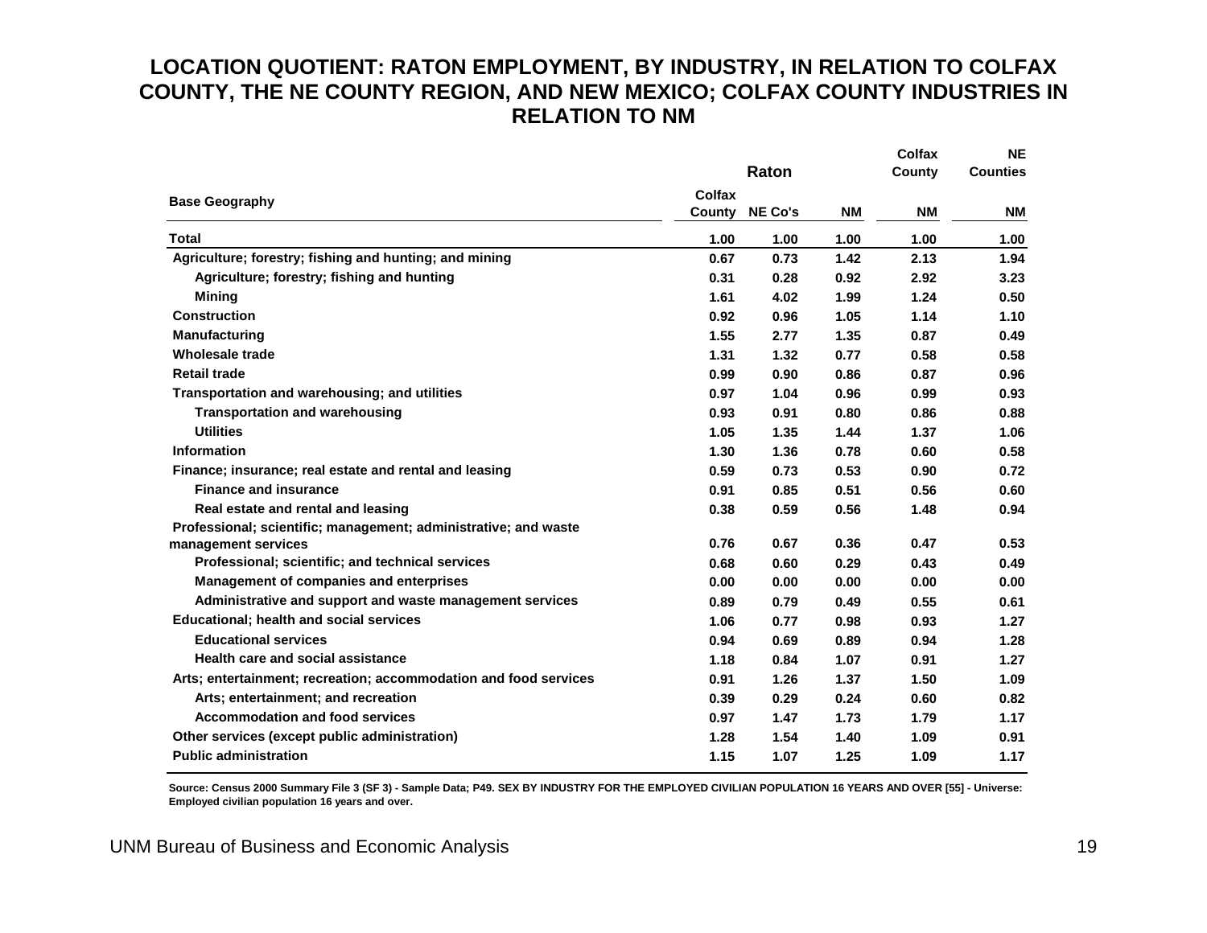# LOCATION QUOTIENT: RATON EMPLOYMENT, BY INDUSTRY, IN RELATION TO COLFAX COUNTY, THE NE COUNTY REGION, AND NEW MEXICO; COLFAX COUNTY INDUSTRIES IN RELATION TO NM

| | Raton | | | Colfax County | NE Counties |
|---|---|---|---|---|---|
| **Base Geography** | **Colfax County** | **NE Co's** | **NM** | **NM** | **NM** |
| **Total** | 1.00 | 1.00 | 1.00 | 1.00 | 1.00 |
| **Agriculture; forestry; fishing and hunting; and mining** | 0.67 | 0.73 | 1.42 | 2.13 | 1.94 |
| Agriculture; forestry; fishing and hunting | 0.31 | 0.28 | 0.92 | 2.92 | 3.23 |
| Mining | 1.61 | 4.02 | 1.99 | 1.24 | 0.50 |
| **Construction** | 0.92 | 0.96 | 1.05 | 1.14 | 1.10 |
| **Manufacturing** | 1.55 | 2.77 | 1.35 | 0.87 | 0.49 |
| **Wholesale trade** | 1.31 | 1.32 | 0.77 | 0.58 | 0.58 |
| **Retail trade** | 0.99 | 0.90 | 0.86 | 0.87 | 0.96 |
| **Transportation and warehousing; and utilities** | 0.97 | 1.04 | 0.96 | 0.99 | 0.93 |
| Transportation and warehousing | 0.93 | 0.91 | 0.80 | 0.86 | 0.88 |
| Utilities | 1.05 | 1.35 | 1.44 | 1.37 | 1.06 |
| **Information** | 1.30 | 1.36 | 0.78 | 0.60 | 0.58 |
| **Finance; insurance; real estate and rental and leasing** | 0.59 | 0.73 | 0.53 | 0.90 | 0.72 |
| Finance and insurance | 0.91 | 0.85 | 0.51 | 0.56 | 0.60 |
| Real estate and rental and leasing | 0.38 | 0.59 | 0.56 | 1.48 | 0.94 |
| **Professional; scientific; management; administrative; and waste management services** | 0.76 | 0.67 | 0.36 | 0.47 | 0.53 |
| Professional; scientific; and technical services | 0.68 | 0.60 | 0.29 | 0.43 | 0.49 |
| Management of companies and enterprises | 0.00 | 0.00 | 0.00 | 0.00 | 0.00 |
| Administrative and support and waste management services | 0.89 | 0.79 | 0.49 | 0.55 | 0.61 |
| **Educational; health and social services** | 1.06 | 0.77 | 0.98 | 0.93 | 1.27 |
| Educational services | 0.94 | 0.69 | 0.89 | 0.94 | 1.28 |
| Health care and social assistance | 1.18 | 0.84 | 1.07 | 0.91 | 1.27 |
| **Arts; entertainment; recreation; accommodation and food services** | 0.91 | 1.26 | 1.37 | 1.50 | 1.09 |
| Arts; entertainment; and recreation | 0.39 | 0.29 | 0.24 | 0.60 | 0.82 |
| Accommodation and food services | 0.97 | 1.47 | 1.73 | 1.79 | 1.17 |
| **Other services (except public administration)** | 1.28 | 1.54 | 1.40 | 1.09 | 0.91 |
| **Public administration** | 1.15 | 1.07 | 1.25 | 1.09 | 1.17 |

Source: Census 2000 Summary File 3 (SF 3) - Sample Data; P49. SEX BY INDUSTRY FOR THE EMPLOYED CIVILIAN POPULATION 16 YEARS AND OVER [55] - Universe: Employed civilian population 16 years and over.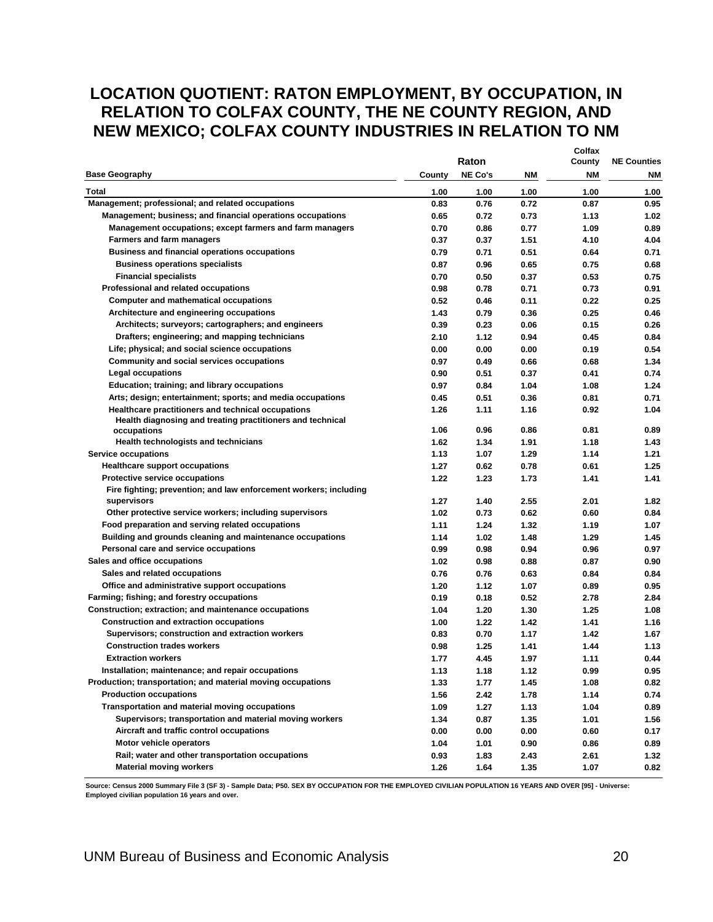# LOCATION QUOTIENT: RATON EMPLOYMENT, BY OCCUPATION, IN RELATION TO COLFAX COUNTY, THE NE COUNTY REGION, AND NEW MEXICO; COLFAX COUNTY INDUSTRIES IN RELATION TO NM

| | Raton | | | Colfax County | NE Counties |
|---|---|---|---|---|---|
| **Base Geography** | **County** | **NE Co's** | **NM** | **NM** | **NM** |
| **Total** | 1.00 | 1.00 | 1.00 | 1.00 | 1.00 |
| Management; professional; and related occupations | 0.83 | 0.76 | 0.72 | 0.87 | 0.95 |
| Management; business; and financial operations occupations | 0.65 | 0.72 | 0.73 | 1.13 | 1.02 |
| Management occupations; except farmers and farm managers | 0.70 | 0.86 | 0.77 | 1.09 | 0.89 |
| Farmers and farm managers | 0.37 | 0.37 | 1.51 | 4.10 | 4.04 |
| Business and financial operations occupations | 0.79 | 0.71 | 0.51 | 0.64 | 0.71 |
| Business operations specialists | 0.87 | 0.96 | 0.65 | 0.75 | 0.68 |
| Financial specialists | 0.70 | 0.50 | 0.37 | 0.53 | 0.75 |
| Professional and related occupations | 0.98 | 0.78 | 0.71 | 0.73 | 0.91 |
| Computer and mathematical occupations | 0.52 | 0.46 | 0.11 | 0.22 | 0.25 |
| Architecture and engineering occupations | 1.43 | 0.79 | 0.36 | 0.25 | 0.46 |
| Architects; surveyors; cartographers; and engineers | 0.39 | 0.23 | 0.06 | 0.15 | 0.26 |
| Drafters; engineering; and mapping technicians | 2.10 | 1.12 | 0.94 | 0.45 | 0.84 |
| Life; physical; and social science occupations | 0.00 | 0.00 | 0.00 | 0.19 | 0.54 |
| Community and social services occupations | 0.97 | 0.49 | 0.66 | 0.68 | 1.34 |
| Legal occupations | 0.90 | 0.51 | 0.37 | 0.41 | 0.74 |
| Education; training; and library occupations | 0.97 | 0.84 | 1.04 | 1.08 | 1.24 |
| Arts; design; entertainment; sports; and media occupations | 0.45 | 0.51 | 0.36 | 0.81 | 0.71 |
| Healthcare practitioners and technical occupations | 1.26 | 1.11 | 1.16 | 0.92 | 1.04 |
| Health diagnosing and treating practitioners and technical occupations | 1.06 | 0.96 | 0.86 | 0.81 | 0.89 |
| Health technologists and technicians | 1.62 | 1.34 | 1.91 | 1.18 | 1.43 |
| Service occupations | 1.13 | 1.07 | 1.29 | 1.14 | 1.21 |
| Healthcare support occupations | 1.27 | 0.62 | 0.78 | 0.61 | 1.25 |
| Protective service occupations | 1.22 | 1.23 | 1.73 | 1.41 | 1.41 |
| Fire fighting; prevention; and law enforcement workers; including supervisors | 1.27 | 1.40 | 2.55 | 2.01 | 1.82 |
| Other protective service workers; including supervisors | 1.02 | 0.73 | 0.62 | 0.60 | 0.84 |
| Food preparation and serving related occupations | 1.11 | 1.24 | 1.32 | 1.19 | 1.07 |
| Building and grounds cleaning and maintenance occupations | 1.14 | 1.02 | 1.48 | 1.29 | 1.45 |
| Personal care and service occupations | 0.99 | 0.98 | 0.94 | 0.96 | 0.97 |
| Sales and office occupations | 1.02 | 0.98 | 0.88 | 0.87 | 0.90 |
| Sales and related occupations | 0.76 | 0.76 | 0.63 | 0.84 | 0.84 |
| Office and administrative support occupations | 1.20 | 1.12 | 1.07 | 0.89 | 0.95 |
| Farming; fishing; and forestry occupations | 0.19 | 0.18 | 0.52 | 2.78 | 2.84 |
| Construction; extraction; and maintenance occupations | 1.04 | 1.20 | 1.30 | 1.25 | 1.08 |
| Construction and extraction occupations | 1.00 | 1.22 | 1.42 | 1.41 | 1.16 |
| Supervisors; construction and extraction workers | 0.83 | 0.70 | 1.17 | 1.42 | 1.67 |
| Construction trades workers | 0.98 | 1.25 | 1.41 | 1.44 | 1.13 |
| Extraction workers | 1.77 | 4.45 | 1.97 | 1.11 | 0.44 |
| Installation; maintenance; and repair occupations | 1.13 | 1.18 | 1.12 | 0.99 | 0.95 |
| Production; transportation; and material moving occupations | 1.33 | 1.77 | 1.45 | 1.08 | 0.82 |
| Production occupations | 1.56 | 2.42 | 1.78 | 1.14 | 0.74 |
| Transportation and material moving occupations | 1.09 | 1.27 | 1.13 | 1.04 | 0.89 |
| Supervisors; transportation and material moving workers | 1.34 | 0.87 | 1.35 | 1.01 | 1.56 |
| Aircraft and traffic control occupations | 0.00 | 0.00 | 0.00 | 0.60 | 0.17 |
| Motor vehicle operators | 1.04 | 1.01 | 0.90 | 0.86 | 0.89 |
| Rail; water and other transportation occupations | 0.93 | 1.83 | 2.43 | 2.61 | 1.32 |
| Material moving workers | 1.26 | 1.64 | 1.35 | 1.07 | 0.82 |

Source: Census 2000 Summary File 3 (SF 3) - Sample Data; P50. SEX BY OCCUPATION FOR THE EMPLOYED CIVILIAN POPULATION 16 YEARS AND OVER [95] - Universe: Employed civilian population 16 years and over.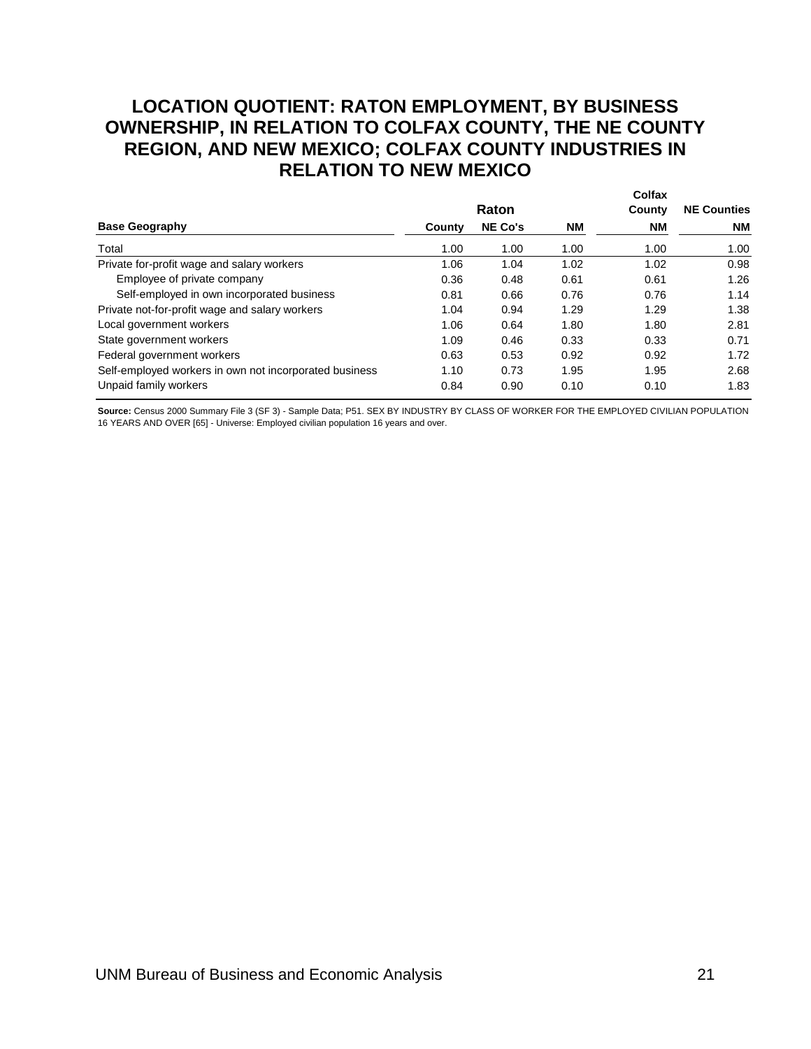## LOCATION QUOTIENT: RATON EMPLOYMENT, BY BUSINESS OWNERSHIP, IN RELATION TO COLFAX COUNTY, THE NE COUNTY REGION, AND NEW MEXICO; COLFAX COUNTY INDUSTRIES IN RELATION TO NEW MEXICO

| | Raton | | | Colfax County | NE Counties |
|---|---|---|---|---|---|
| **Base Geography** | **County** | **NE Co's** | **NM** | **NM** | **NM** |
| Total | 1.00 | 1.00 | 1.00 | 1.00 | 1.00 |
| Private for-profit wage and salary workers | 1.06 | 1.04 | 1.02 | 1.02 | 0.98 |
| Employee of private company | 0.36 | 0.48 | 0.61 | 0.61 | 1.26 |
| Self-employed in own incorporated business | 0.81 | 0.66 | 0.76 | 0.76 | 1.14 |
| Private not-for-profit wage and salary workers | 1.04 | 0.94 | 1.29 | 1.29 | 1.38 |
| Local government workers | 1.06 | 0.64 | 1.80 | 1.80 | 2.81 |
| State government workers | 1.09 | 0.46 | 0.33 | 0.33 | 0.71 |
| Federal government workers | 0.63 | 0.53 | 0.92 | 0.92 | 1.72 |
| Self-employed workers in own not incorporated business | 1.10 | 0.73 | 1.95 | 1.95 | 2.68 |
| Unpaid family workers | 0.84 | 0.90 | 0.10 | 0.10 | 1.83 |

**Source:** Census 2000 Summary File 3 (SF 3) - Sample Data; P51. SEX BY INDUSTRY BY CLASS OF WORKER FOR THE EMPLOYED CIVILIAN POPULATION 16 YEARS AND OVER [65] - Universe: Employed civilian population 16 years and over.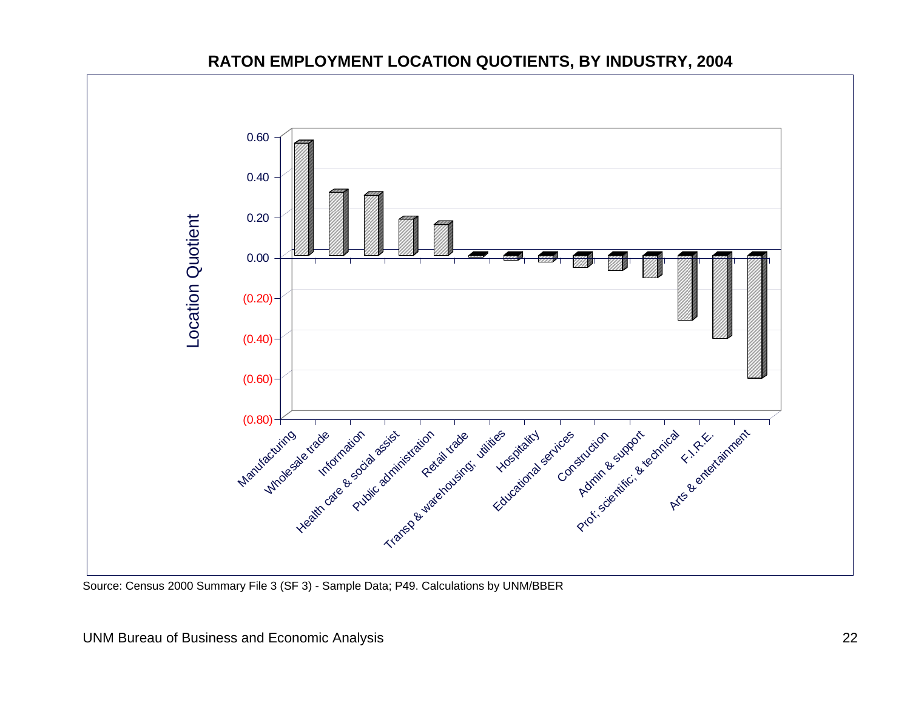## RATON EMPLOYMENT LOCATION QUOTIENTS, BY INDUSTRY, 2004

Location Quotient

0.60
0.40
0.20
0.00
(0.20)
(0.40)
(0.60)
(0.80)

Manufacturing, Wholesale trade, Information, Health care & social assist, Public administration, Retail trade, Transp & warehousing; utilities, Hospitality, Educational services, Construction, Admin & support, Prof. scientific, & technical, F.I.R.E., Arts & entertainment

Source: Census 2000 Summary File 3 (SF 3) - Sample Data; P49. Calculations by UNM/BBER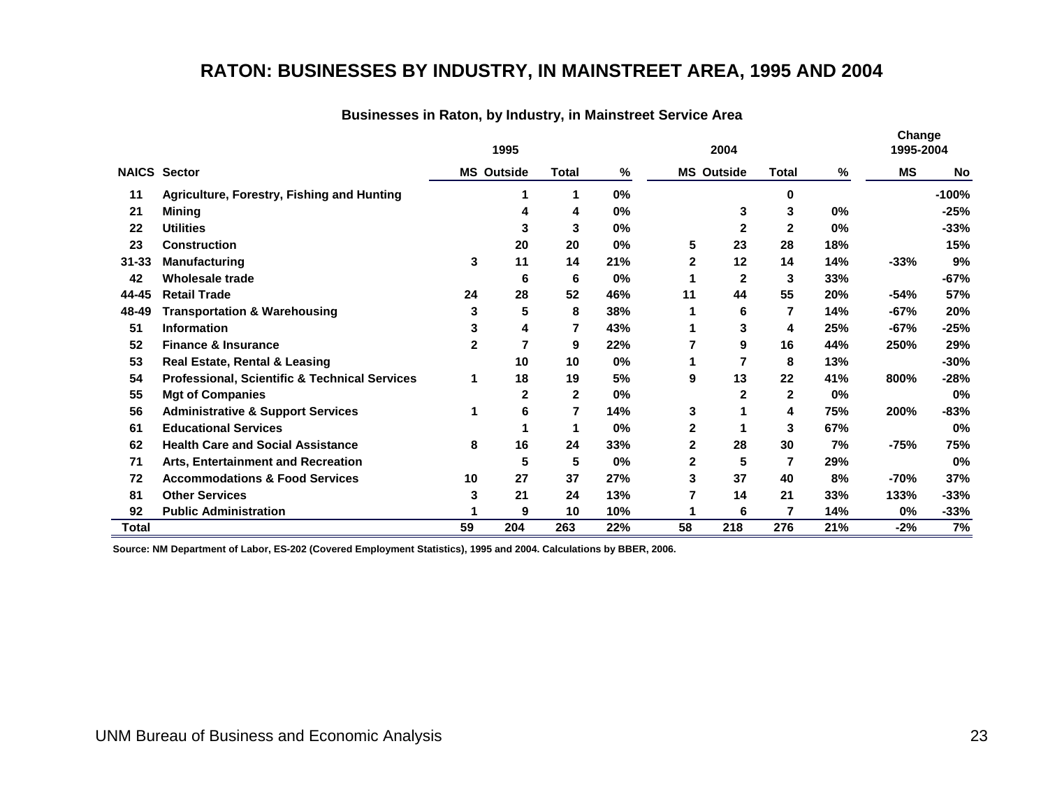# RATON: BUSINESSES BY INDUSTRY, IN MAINSTREET AREA, 1995 AND 2004

**Businesses in Raton, by Industry, in Mainstreet Service Area**

| | | 1995 | | | | 2004 | | | | Change 1995-2004 | |
|---|---|---|---|---|---|---|---|---|---|---|---|
| **NAICS** | **Sector** | **MS** | **Outside** | **Total** | **%** | **MS** | **Outside** | **Total** | **%** | **MS** | **No** |
| 11 | Agriculture, Forestry, Fishing and Hunting | | 1 | 1 | 0% | | | 0 | | | -100% |
| 21 | Mining | | 4 | 4 | 0% | | 3 | 3 | 0% | | -25% |
| 22 | Utilities | | 3 | 3 | 0% | | 2 | 2 | 0% | | -33% |
| 23 | Construction | | 20 | 20 | 0% | 5 | 23 | 28 | 18% | | 15% |
| 31-33 | Manufacturing | 3 | 11 | 14 | 21% | 2 | 12 | 14 | 14% | -33% | 9% |
| 42 | Wholesale trade | | 6 | 6 | 0% | 1 | 2 | 3 | 33% | | -67% |
| 44-45 | Retail Trade | 24 | 28 | 52 | 46% | 11 | 44 | 55 | 20% | -54% | 57% |
| 48-49 | Transportation & Warehousing | 3 | 5 | 8 | 38% | 1 | 6 | 7 | 14% | -67% | 20% |
| 51 | Information | 3 | 4 | 7 | 43% | 1 | 3 | 4 | 25% | -67% | -25% |
| 52 | Finance & Insurance | 2 | 7 | 9 | 22% | 7 | 9 | 16 | 44% | 250% | 29% |
| 53 | Real Estate, Rental & Leasing | | 10 | 10 | 0% | 1 | 7 | 8 | 13% | | -30% |
| 54 | Professional, Scientific & Technical Services | 1 | 18 | 19 | 5% | 9 | 13 | 22 | 41% | 800% | -28% |
| 55 | Mgt of Companies | | 2 | 2 | 0% | | 2 | 2 | 0% | | 0% |
| 56 | Administrative & Support Services | 1 | 6 | 7 | 14% | 3 | 1 | 4 | 75% | 200% | -83% |
| 61 | Educational Services | | 1 | 1 | 0% | 2 | 1 | 3 | 67% | | 0% |
| 62 | Health Care and Social Assistance | 8 | 16 | 24 | 33% | 2 | 28 | 30 | 7% | -75% | 75% |
| 71 | Arts, Entertainment and Recreation | | 5 | 5 | 0% | 2 | 5 | 7 | 29% | | 0% |
| 72 | Accommodations & Food Services | 10 | 27 | 37 | 27% | 3 | 37 | 40 | 8% | -70% | 37% |
| 81 | Other Services | 3 | 21 | 24 | 13% | 7 | 14 | 21 | 33% | 133% | -33% |
| 92 | Public Administration | 1 | 9 | 10 | 10% | 1 | 6 | 7 | 14% | 0% | -33% |
| **Total** | | 59 | 204 | 263 | 22% | 58 | 218 | 276 | 21% | -2% | 7% |

Source: NM Department of Labor, ES-202 (Covered Employment Statistics), 1995 and 2004. Calculations by BBER, 2006.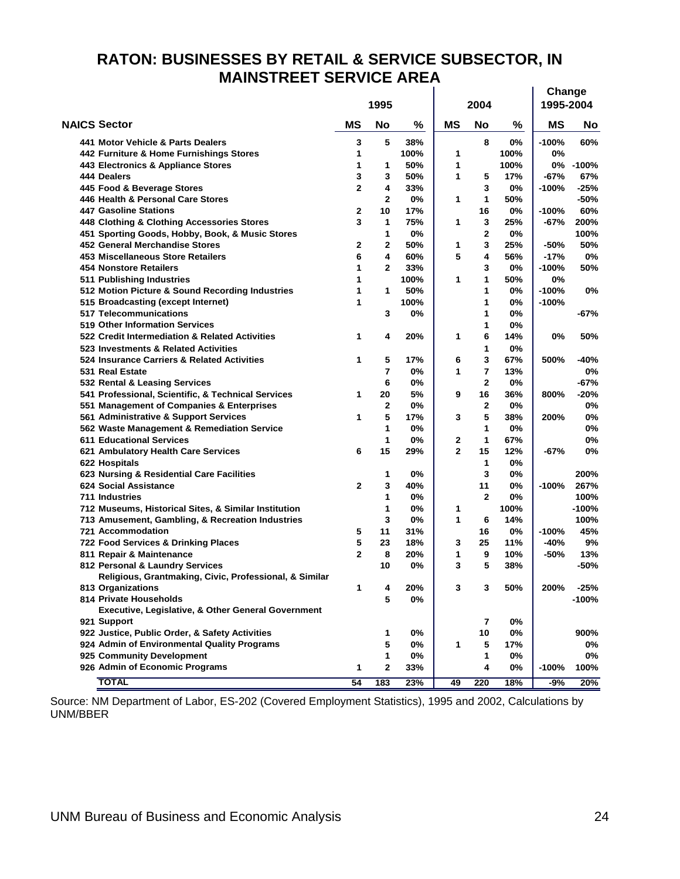# RATON: BUSINESSES BY RETAIL & SERVICE SUBSECTOR, IN MAINSTREET SERVICE AREA

| NAICS | Sector | 1995 MS | 1995 No | 1995 % | 2004 MS | 2004 No | 2004 % | Change 1995-2004 MS | Change 1995-2004 No |
|---|---|---|---|---|---|---|---|---|---|
| 441 | Motor Vehicle & Parts Dealers | 3 | 5 | 38% | | 8 | 0% | -100% | 60% |
| 442 | Furniture & Home Furnishings Stores | 1 | | 100% | 1 | | 100% | 0% | |
| 443 | Electronics & Appliance Stores | 1 | 1 | 50% | 1 | | 100% | 0% | -100% |
| 444 | Dealers | 3 | 3 | 50% | 1 | 5 | 17% | -67% | 67% |
| 445 | Food & Beverage Stores | 2 | 4 | 33% | | 3 | 0% | -100% | -25% |
| 446 | Health & Personal Care Stores | | 2 | 0% | 1 | 1 | 50% | | -50% |
| 447 | Gasoline Stations | 2 | 10 | 17% | | 16 | 0% | -100% | 60% |
| 448 | Clothing & Clothing Accessories Stores | 3 | 1 | 75% | 1 | 3 | 25% | -67% | 200% |
| 451 | Sporting Goods, Hobby, Book, & Music Stores | | 1 | 0% | | 2 | 0% | | 100% |
| 452 | General Merchandise Stores | 2 | 2 | 50% | 1 | 3 | 25% | -50% | 50% |
| 453 | Miscellaneous Store Retailers | 6 | 4 | 60% | 5 | 4 | 56% | -17% | 0% |
| 454 | Nonstore Retailers | 1 | 2 | 33% | | 3 | 0% | -100% | 50% |
| 511 | Publishing Industries | 1 | | 100% | 1 | 1 | 50% | 0% | |
| 512 | Motion Picture & Sound Recording Industries | 1 | 1 | 50% | | 1 | 0% | -100% | 0% |
| 515 | Broadcasting (except Internet) | 1 | | 100% | | 1 | 0% | -100% | |
| 517 | Telecommunications | | 3 | 0% | | 1 | 0% | | -67% |
| 519 | Other Information Services | | | | | 1 | 0% | | |
| 522 | Credit Intermediation & Related Activities | 1 | 4 | 20% | 1 | 6 | 14% | 0% | 50% |
| 523 | Investments & Related Activities | | | | | 1 | 0% | | |
| 524 | Insurance Carriers & Related Activities | 1 | 5 | 17% | 6 | 3 | 67% | 500% | -40% |
| 531 | Real Estate | | 7 | 0% | 1 | 7 | 13% | | 0% |
| 532 | Rental & Leasing Services | | 6 | 0% | | 2 | 0% | | -67% |
| 541 | Professional, Scientific, & Technical Services | 1 | 20 | 5% | 9 | 16 | 36% | 800% | -20% |
| 551 | Management of Companies & Enterprises | | 2 | 0% | | 2 | 0% | | 0% |
| 561 | Administrative & Support Services | 1 | 5 | 17% | 3 | 5 | 38% | 200% | 0% |
| 562 | Waste Management & Remediation Service | | 1 | 0% | | 1 | 0% | | 0% |
| 611 | Educational Services | | 1 | 0% | 2 | 1 | 67% | | 0% |
| 621 | Ambulatory Health Care Services | 6 | 15 | 29% | 2 | 15 | 12% | -67% | 0% |
| 622 | Hospitals | | | | | 1 | 0% | | |
| 623 | Nursing & Residential Care Facilities | | 1 | 0% | | 3 | 0% | | 200% |
| 624 | Social Assistance | 2 | 3 | 40% | | 11 | 0% | -100% | 267% |
| 711 | Industries | | 1 | 0% | | 2 | 0% | | 100% |
| 712 | Museums, Historical Sites, & Similar Institution | | 1 | 0% | 1 | | 100% | | -100% |
| 713 | Amusement, Gambling, & Recreation Industries | | 3 | 0% | 1 | 6 | 14% | | 100% |
| 721 | Accommodation | 5 | 11 | 31% | | 16 | 0% | -100% | 45% |
| 722 | Food Services & Drinking Places | 5 | 23 | 18% | 3 | 25 | 11% | -40% | 9% |
| 811 | Repair & Maintenance | 2 | 8 | 20% | 1 | 9 | 10% | -50% | 13% |
| 812 | Personal & Laundry Services | | 10 | 0% | 3 | 5 | 38% | | -50% |
| 813 | Religious, Grantmaking, Civic, Professional, & Similar Organizations | 1 | 4 | 20% | 3 | 3 | 50% | 200% | -25% |
| 814 | Private Households | | 5 | 0% | | | | | -100% |
| 921 | Executive, Legislative, & Other General Government Support | | | | | 7 | 0% | | |
| 922 | Justice, Public Order, & Safety Activities | | 1 | 0% | | 10 | 0% | | 900% |
| 924 | Admin of Environmental Quality Programs | | 5 | 0% | 1 | 5 | 17% | | 0% |
| 925 | Community Development | | 1 | 0% | | 1 | 0% | | 0% |
| 926 | Admin of Economic Programs | 1 | 2 | 33% | | 4 | 0% | -100% | 100% |
| | **TOTAL** | 54 | 183 | 23% | 49 | 220 | 18% | -9% | 20% |

Source: NM Department of Labor, ES-202 (Covered Employment Statistics), 1995 and 2002, Calculations by UNM/BBER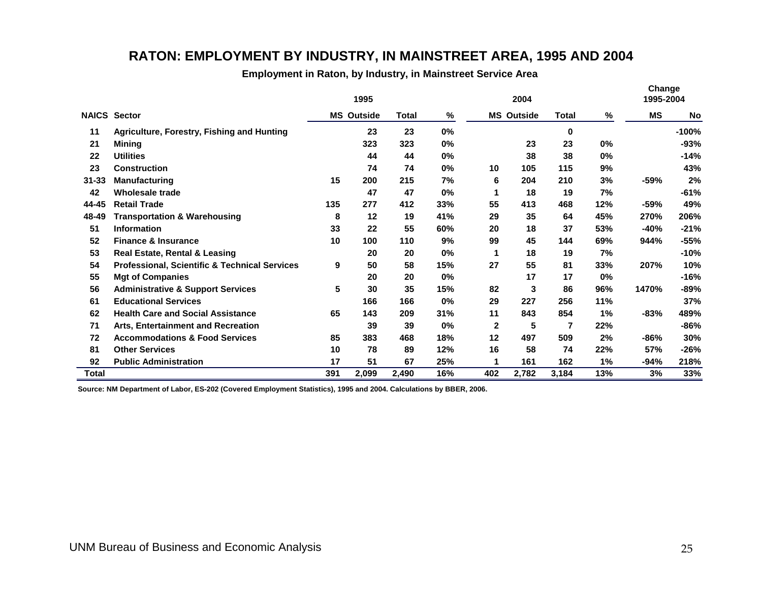# RATON: EMPLOYMENT BY INDUSTRY, IN MAINSTREET AREA, 1995 AND 2004

**Employment in Raton, by Industry, in Mainstreet Service Area**

| | | 1995 | | | | 2004 | | | | Change 1995-2004 | |
|---|---|---|---|---|---|---|---|---|---|---|---|
| **NAICS** | **Sector** | **MS** | **Outside** | **Total** | **%** | **MS** | **Outside** | **Total** | **%** | **MS** | **No** |
| 11 | Agriculture, Forestry, Fishing and Hunting | | 23 | 23 | 0% | | | 0 | | | -100% |
| 21 | Mining | | 323 | 323 | 0% | | 23 | 23 | 0% | | -93% |
| 22 | Utilities | | 44 | 44 | 0% | | 38 | 38 | 0% | | -14% |
| 23 | Construction | | 74 | 74 | 0% | 10 | 105 | 115 | 9% | | 43% |
| 31-33 | Manufacturing | 15 | 200 | 215 | 7% | 6 | 204 | 210 | 3% | -59% | 2% |
| 42 | Wholesale trade | | 47 | 47 | 0% | 1 | 18 | 19 | 7% | | -61% |
| 44-45 | Retail Trade | 135 | 277 | 412 | 33% | 55 | 413 | 468 | 12% | -59% | 49% |
| 48-49 | Transportation & Warehousing | 8 | 12 | 19 | 41% | 29 | 35 | 64 | 45% | 270% | 206% |
| 51 | Information | 33 | 22 | 55 | 60% | 20 | 18 | 37 | 53% | -40% | -21% |
| 52 | Finance & Insurance | 10 | 100 | 110 | 9% | 99 | 45 | 144 | 69% | 944% | -55% |
| 53 | Real Estate, Rental & Leasing | | 20 | 20 | 0% | 1 | 18 | 19 | 7% | | -10% |
| 54 | Professional, Scientific & Technical Services | 9 | 50 | 58 | 15% | 27 | 55 | 81 | 33% | 207% | 10% |
| 55 | Mgt of Companies | | 20 | 20 | 0% | | 17 | 17 | 0% | | -16% |
| 56 | Administrative & Support Services | 5 | 30 | 35 | 15% | 82 | 3 | 86 | 96% | 1470% | -89% |
| 61 | Educational Services | | 166 | 166 | 0% | 29 | 227 | 256 | 11% | | 37% |
| 62 | Health Care and Social Assistance | 65 | 143 | 209 | 31% | 11 | 843 | 854 | 1% | -83% | 489% |
| 71 | Arts, Entertainment and Recreation | | 39 | 39 | 0% | 2 | 5 | 7 | 22% | | -86% |
| 72 | Accommodations & Food Services | 85 | 383 | 468 | 18% | 12 | 497 | 509 | 2% | -86% | 30% |
| 81 | Other Services | 10 | 78 | 89 | 12% | 16 | 58 | 74 | 22% | 57% | -26% |
| 92 | Public Administration | 17 | 51 | 67 | 25% | 1 | 161 | 162 | 1% | -94% | 218% |
| **Total** | | 391 | 2,099 | 2,490 | 16% | 402 | 2,782 | 3,184 | 13% | 3% | 33% |

Source: NM Department of Labor, ES-202 (Covered Employment Statistics), 1995 and 2004. Calculations by BBER, 2006.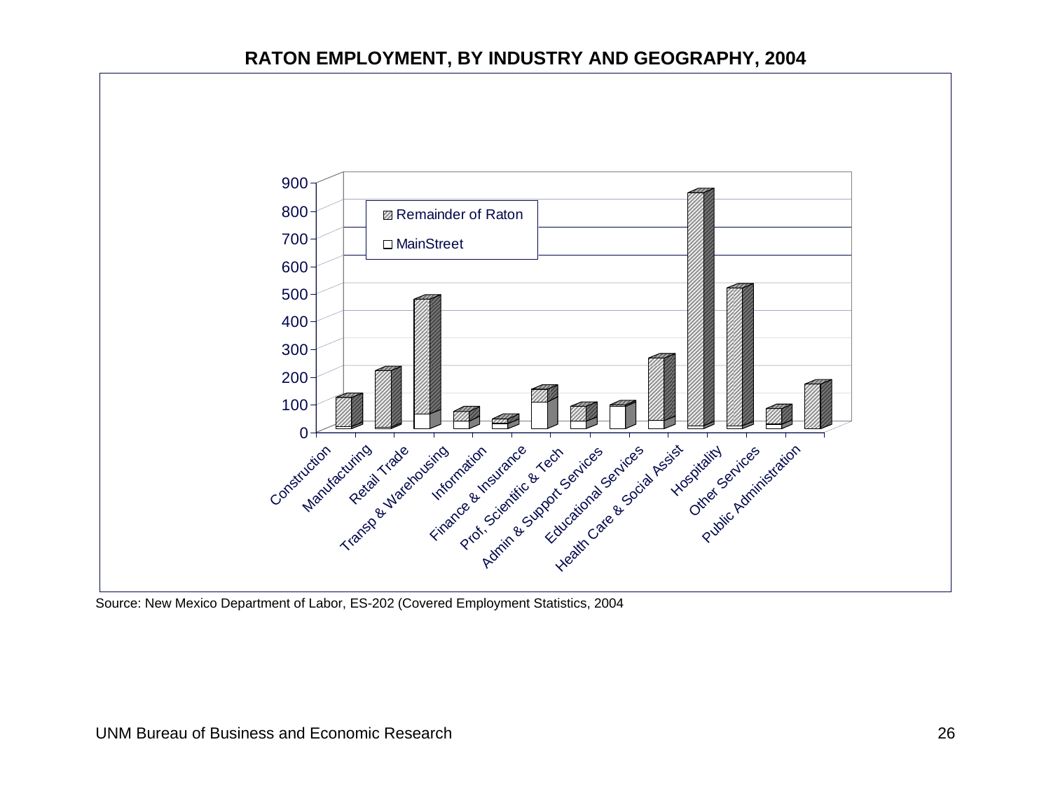**RATON EMPLOYMENT, BY INDUSTRY AND GEOGRAPHY, 2004**

Remainder of Raton

MainStreet

900
800
700
600
500
400
300
200
100
0

Construction
Manufacturing
Retail Trade
Transp & Warehousing
Information
Finance & Insurance
Prof, Scientific & Tech
Admin & Support Services
Educational Services
Health Care & Social Assist
Hospitality
Other Services
Public Administration

Source: New Mexico Department of Labor, ES-202 (Covered Employment Statistics, 2004

UNM Bureau of Business and Economic Research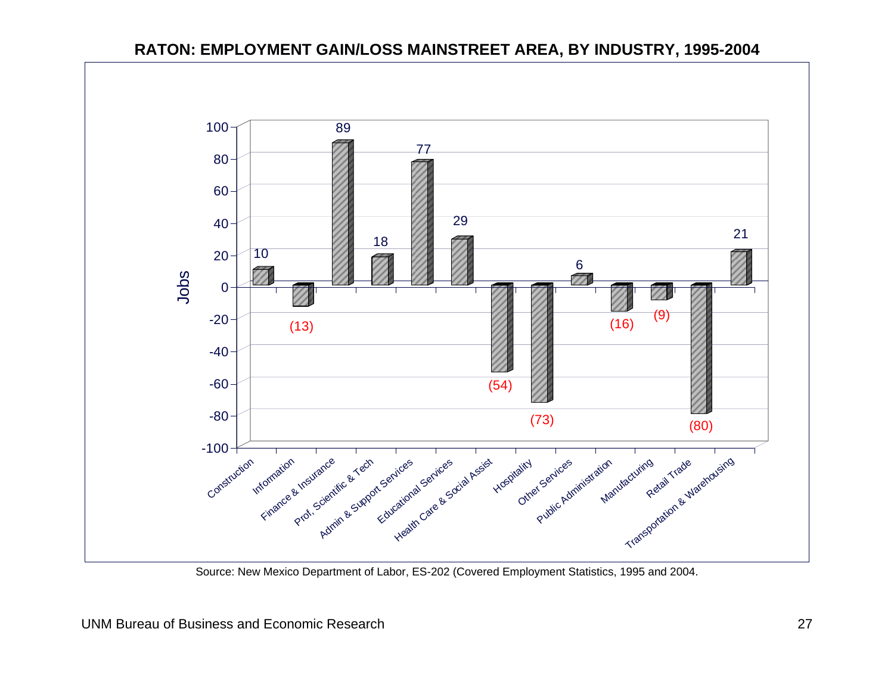## RATON: EMPLOYMENT GAIN/LOSS MAINSTREET AREA, BY INDUSTRY, 1995-2004

| Industry | Jobs |
| --- | --- |
| Construction | 10 |
| Information | (13) |
| Finance & Insurance | 89 |
| Prof, Scientific & Tech | 18 |
| Admin & Support Services | 77 |
| Educational Services | 29 |
| Health Care & Social Assist | (54) |
| Hospitality | (73) |
| Other Services | 6 |
| Public Administration | (16) |
| Manufacturing | (9) |
| Retail Trade | (80) |
| Transportation & Warehousing | 21 |

Source: New Mexico Department of Labor, ES-202 (Covered Employment Statistics, 1995 and 2004.

UNM Bureau of Business and Economic Research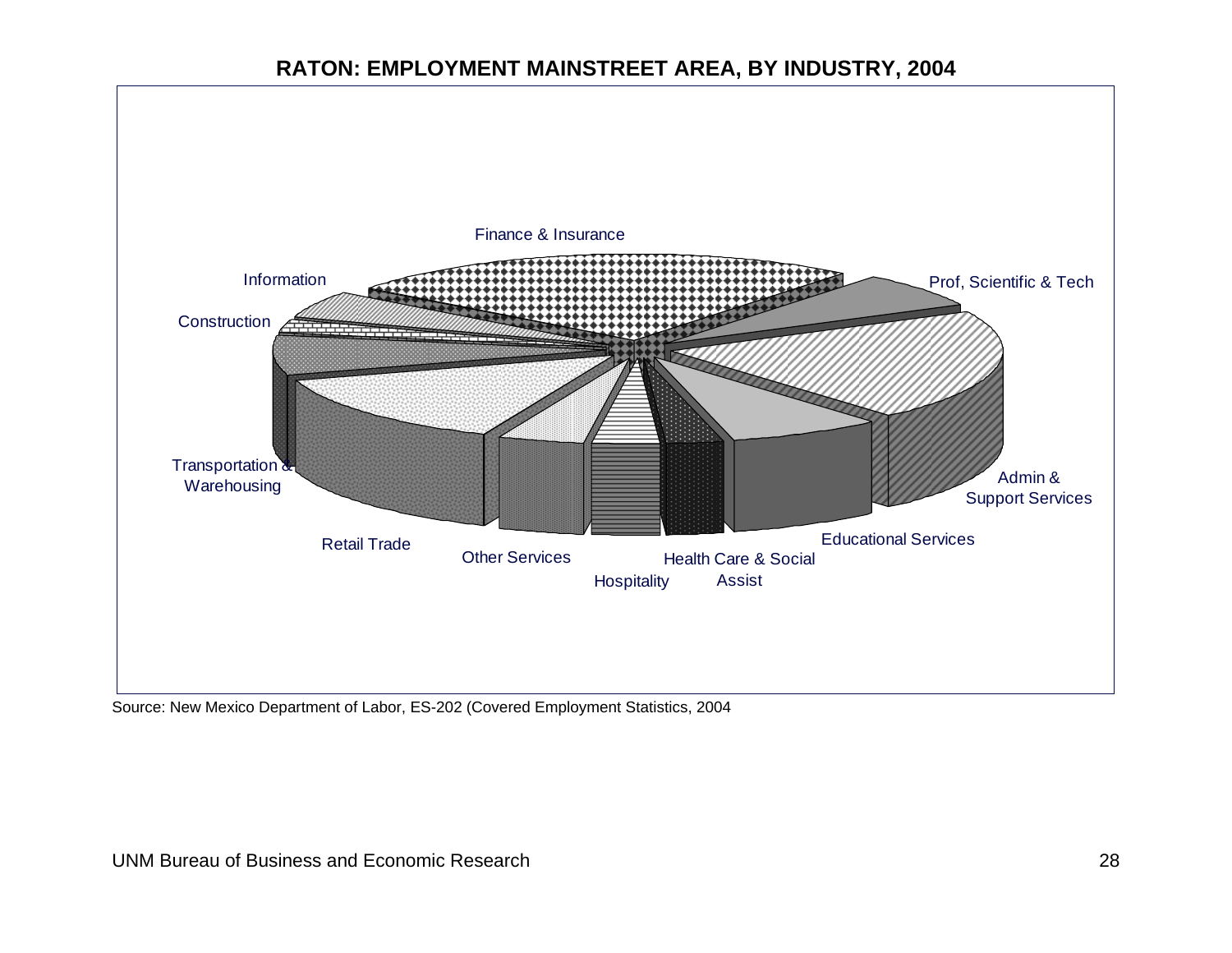## RATON: EMPLOYMENT MAINSTREET AREA, BY INDUSTRY, 2004

Finance & Insurance

Prof, Scientific & Tech

Information

Construction

Transportation & Warehousing

Admin & Support Services

Retail Trade

Other Services

Hospitality

Health Care & Social Assist

Educational Services

Source: New Mexico Department of Labor, ES-202 (Covered Employment Statistics, 2004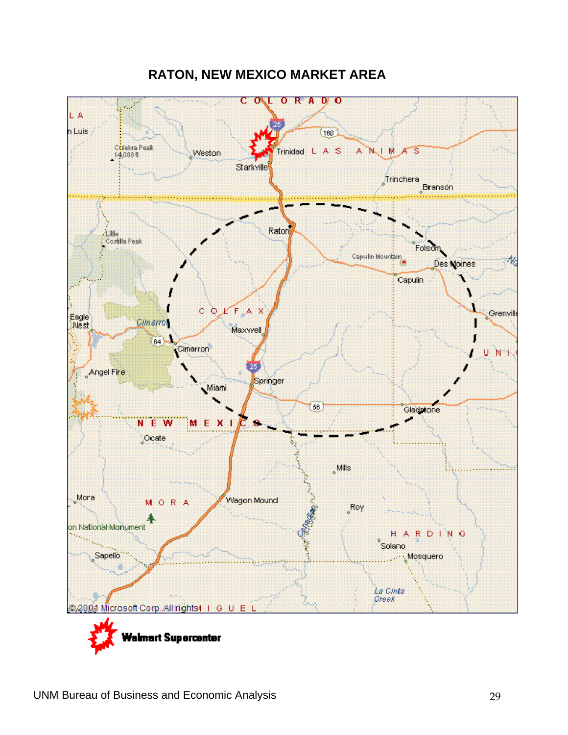## RATON, NEW MEXICO MARKET AREA

Walmart Supercenter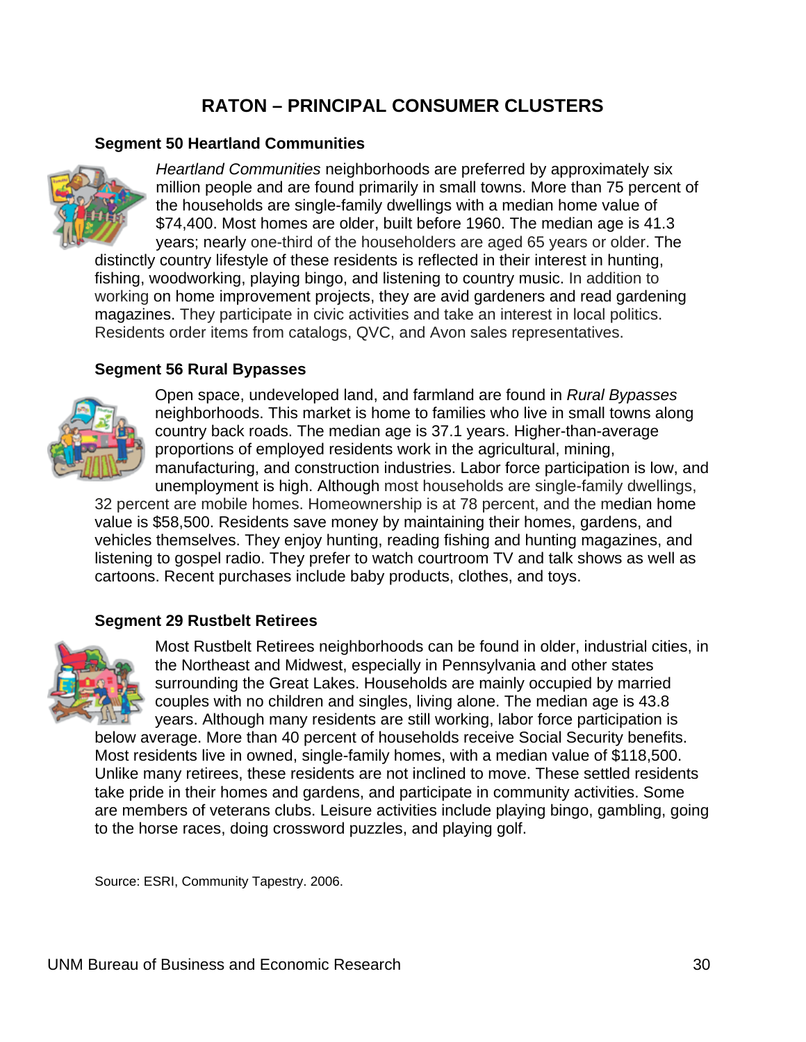# RATON – PRINCIPAL CONSUMER CLUSTERS

### Segment 50 Heartland Communities

*Heartland Communities* neighborhoods are preferred by approximately six million people and are found primarily in small towns. More than 75 percent of the households are single-family dwellings with a median home value of $74,400. Most homes are older, built before 1960. The median age is 41.3 years; nearly one-third of the householders are aged 65 years or older. The distinctly country lifestyle of these residents is reflected in their interest in hunting, fishing, woodworking, playing bingo, and listening to country music. In addition to working on home improvement projects, they are avid gardeners and read gardening magazines. They participate in civic activities and take an interest in local politics. Residents order items from catalogs, QVC, and Avon sales representatives.

### Segment 56 Rural Bypasses

Open space, undeveloped land, and farmland are found in *Rural Bypasses* neighborhoods. This market is home to families who live in small towns along country back roads. The median age is 37.1 years. Higher-than-average proportions of employed residents work in the agricultural, mining, manufacturing, and construction industries. Labor force participation is low, and unemployment is high. Although most households are single-family dwellings, 32 percent are mobile homes. Homeownership is at 78 percent, and the median home value is $58,500. Residents save money by maintaining their homes, gardens, and vehicles themselves. They enjoy hunting, reading fishing and hunting magazines, and listening to gospel radio. They prefer to watch courtroom TV and talk shows as well as cartoons. Recent purchases include baby products, clothes, and toys.

### Segment 29 Rustbelt Retirees

Most Rustbelt Retirees neighborhoods can be found in older, industrial cities, in the Northeast and Midwest, especially in Pennsylvania and other states surrounding the Great Lakes. Households are mainly occupied by married couples with no children and singles, living alone. The median age is 43.8 years. Although many residents are still working, labor force participation is below average. More than 40 percent of households receive Social Security benefits. Most residents live in owned, single-family homes, with a median value of $118,500. Unlike many retirees, these residents are not inclined to move. These settled residents take pride in their homes and gardens, and participate in community activities. Some are members of veterans clubs. Leisure activities include playing bingo, gambling, going to the horse races, doing crossword puzzles, and playing golf.

Source: ESRI, Community Tapestry. 2006.